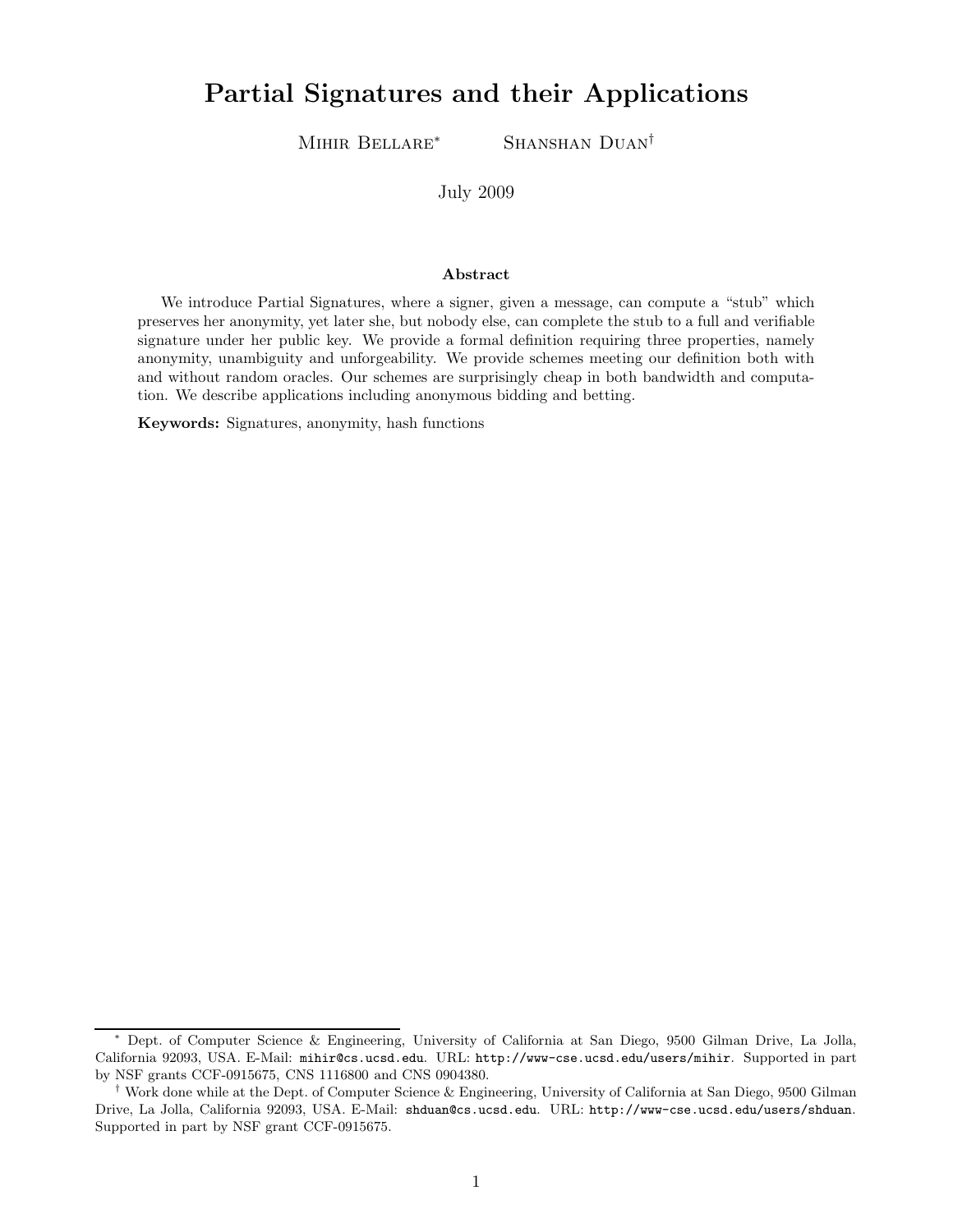# Partial Signatures and their Applications

Mihir Bellare[*] Shanshan Duan[†]

July 2009

### Abstract

We introduce Partial Signatures, where a signer, given a message, can compute a "stub" which preserves her anonymity, yet later she, but nobody else, can complete the stub to a full and verifiable signature under her public key. We provide a formal definition requiring three properties, namely anonymity, unambiguity and unforgeability. We provide schemes meeting our definition both with and without random oracles. Our schemes are surprisingly cheap in both bandwidth and computation. We describe applications including anonymous bidding and betting.

**Keywords:** Signatures, anonymity, hash functions

---

[*] Dept. of Computer Science & Engineering, University of California at San Diego, 9500 Gilman Drive, La Jolla, California 92093, USA. E-Mail: `mihir@cs.ucsd.edu`. URL: `http://www-cse.ucsd.edu/users/mihir`. Supported in part by NSF grants CCF-0915675, CNS 1116800 and CNS 0904380.

[†] Work done while at the Dept. of Computer Science & Engineering, University of California at San Diego, 9500 Gilman Drive, La Jolla, California 92093, USA. E-Mail: `shduan@cs.ucsd.edu`. URL: `http://www-cse.ucsd.edu/users/shduan`. Supported in part by NSF grant CCF-0915675.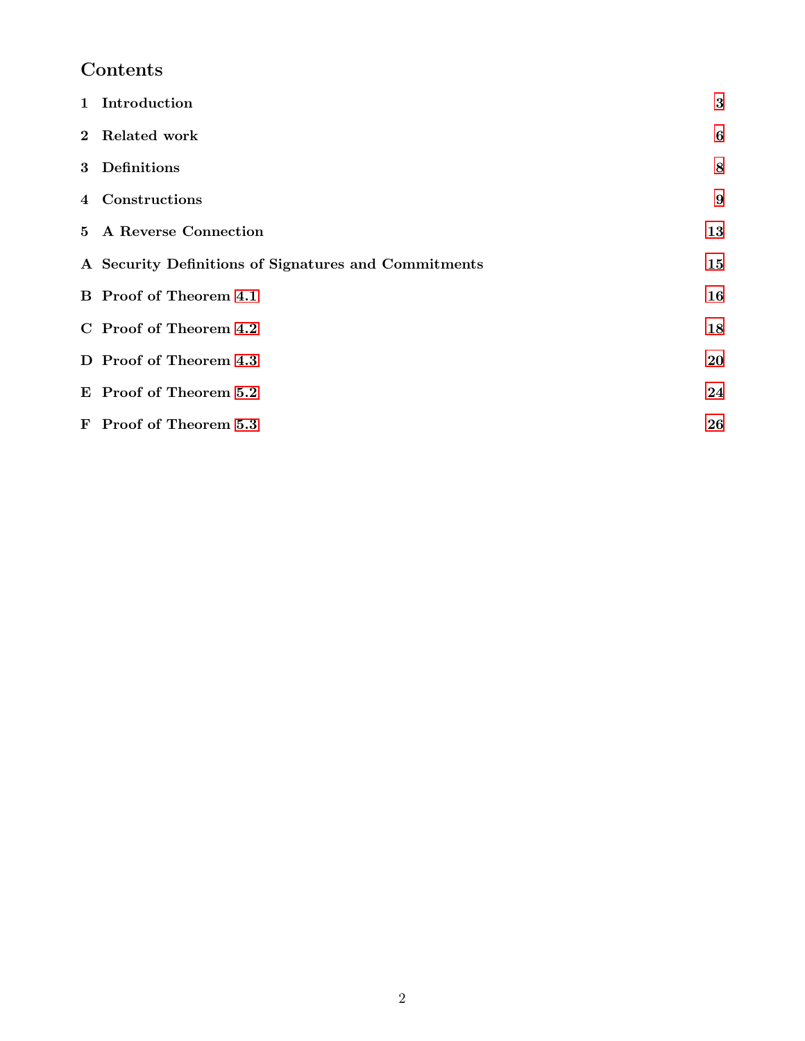## Contents

| | |
|---|---|
| **1 Introduction** | **3** |
| **2 Related work** | **6** |
| **3 Definitions** | **8** |
| **4 Constructions** | **9** |
| **5 A Reverse Connection** | **13** |
| **A Security Definitions of Signatures and Commitments** | **15** |
| **B Proof of Theorem 4.1** | **16** |
| **C Proof of Theorem 4.2** | **18** |
| **D Proof of Theorem 4.3** | **20** |
| **E Proof of Theorem 5.2** | **24** |
| **F Proof of Theorem 5.3** | **26** |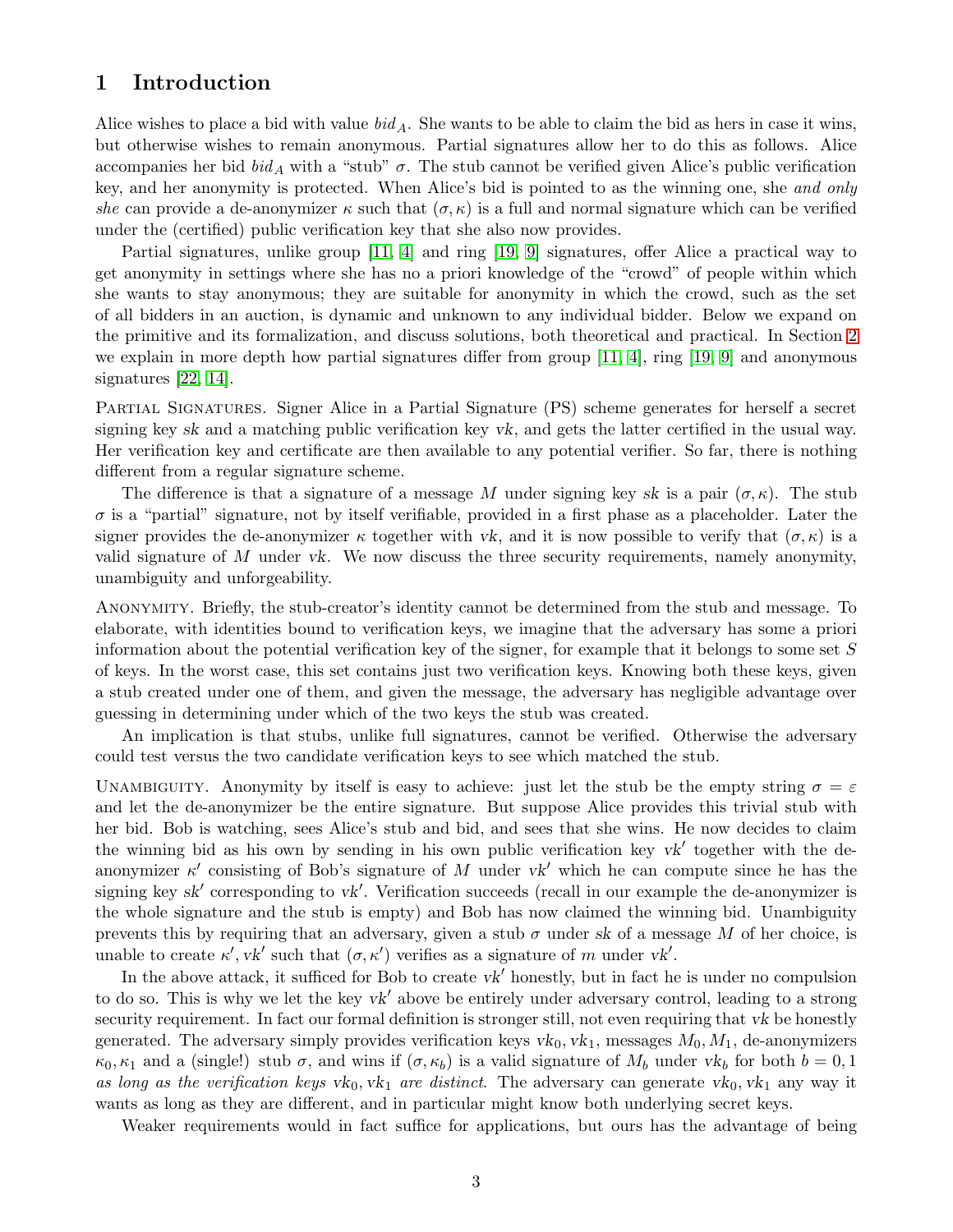# 1 Introduction

Alice wishes to place a bid with value $bid_A$. She wants to be able to claim the bid as hers in case it wins, but otherwise wishes to remain anonymous. Partial signatures allow her to do this as follows. Alice accompanies her bid $bid_A$ with a "stub" $\sigma$. The stub cannot be verified given Alice's public verification key, and her anonymity is protected. When Alice's bid is pointed to as the winning one, she *and only she* can provide a de-anonymizer $\kappa$ such that $(\sigma, \kappa)$ is a full and normal signature which can be verified under the (certified) public verification key that she also now provides.

Partial signatures, unlike group [11, 4] and ring [19, 9] signatures, offer Alice a practical way to get anonymity in settings where she has no a priori knowledge of the "crowd" of people within which she wants to stay anonymous; they are suitable for anonymity in which the crowd, such as the set of all bidders in an auction, is dynamic and unknown to any individual bidder. Below we expand on the primitive and its formalization, and discuss solutions, both theoretical and practical. In Section 2 we explain in more depth how partial signatures differ from group [11, 4], ring [19, 9] and anonymous signatures [22, 14].

Partial Signatures. Signer Alice in a Partial Signature (PS) scheme generates for herself a secret signing key $sk$ and a matching public verification key $vk$, and gets the latter certified in the usual way. Her verification key and certificate are then available to any potential verifier. So far, there is nothing different from a regular signature scheme.

The difference is that a signature of a message $M$ under signing key $sk$ is a pair $(\sigma, \kappa)$. The stub $\sigma$ is a "partial" signature, not by itself verifiable, provided in a first phase as a placeholder. Later the signer provides the de-anonymizer $\kappa$ together with $vk$, and it is now possible to verify that $(\sigma, \kappa)$ is a valid signature of $M$ under $vk$. We now discuss the three security requirements, namely anonymity, unambiguity and unforgeability.

Anonymity. Briefly, the stub-creator's identity cannot be determined from the stub and message. To elaborate, with identities bound to verification keys, we imagine that the adversary has some a priori information about the potential verification key of the signer, for example that it belongs to some set $S$ of keys. In the worst case, this set contains just two verification keys. Knowing both these keys, given a stub created under one of them, and given the message, the adversary has negligible advantage over guessing in determining under which of the two keys the stub was created.

An implication is that stubs, unlike full signatures, cannot be verified. Otherwise the adversary could test versus the two candidate verification keys to see which matched the stub.

Unambiguity. Anonymity by itself is easy to achieve: just let the stub be the empty string $\sigma = \varepsilon$ and let the de-anonymizer be the entire signature. But suppose Alice provides this trivial stub with her bid. Bob is watching, sees Alice's stub and bid, and sees that she wins. He now decides to claim the winning bid as his own by sending in his own public verification key $vk'$ together with the de-anonymizer $\kappa'$ consisting of Bob's signature of $M$ under $vk'$ which he can compute since he has the signing key $sk'$ corresponding to $vk'$. Verification succeeds (recall in our example the de-anonymizer is the whole signature and the stub is empty) and Bob has now claimed the winning bid. Unambiguity prevents this by requiring that an adversary, given a stub $\sigma$ under $sk$ of a message $M$ of her choice, is unable to create $\kappa', vk'$ such that $(\sigma, \kappa')$ verifies as a signature of $m$ under $vk'$.

In the above attack, it sufficed for Bob to create $vk'$ honestly, but in fact he is under no compulsion to do so. This is why we let the key $vk'$ above be entirely under adversary control, leading to a strong security requirement. In fact our formal definition is stronger still, not even requiring that $vk$ be honestly generated. The adversary simply provides verification keys $vk_0, vk_1$, messages $M_0, M_1$, de-anonymizers $\kappa_0, \kappa_1$ and a (single!) stub $\sigma$, and wins if $(\sigma, \kappa_b)$ is a valid signature of $M_b$ under $vk_b$ for both $b = 0, 1$ *as long as the verification keys* $vk_0, vk_1$ *are distinct*. The adversary can generate $vk_0, vk_1$ any way it wants as long as they are different, and in particular might know both underlying secret keys.

Weaker requirements would in fact suffice for applications, but ours has the advantage of being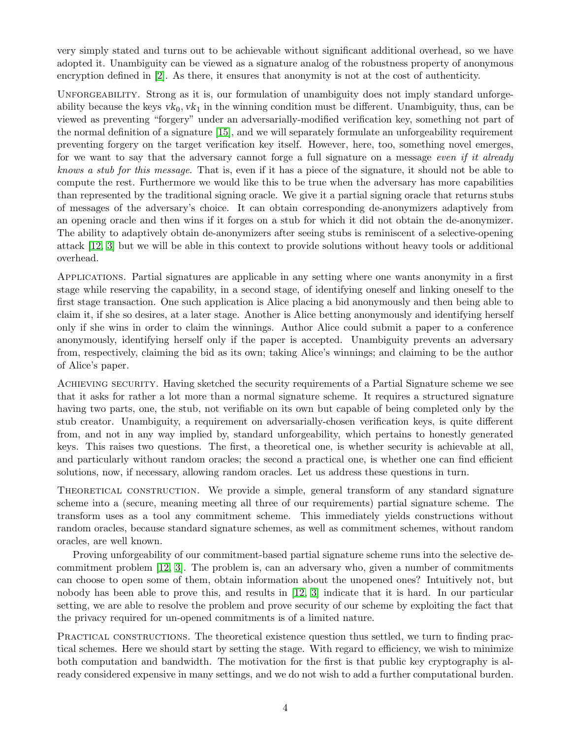very simply stated and turns out to be achievable without significant additional overhead, so we have adopted it. Unambiguity can be viewed as a signature analog of the robustness property of anonymous encryption defined in [2]. As there, it ensures that anonymity is not at the cost of authenticity.

Unforgeability. Strong as it is, our formulation of unambiguity does not imply standard unforgeability because the keys $vk_0, vk_1$ in the winning condition must be different. Unambiguity, thus, can be viewed as preventing "forgery" under an adversarially-modified verification key, something not part of the normal definition of a signature [15], and we will separately formulate an unforgeability requirement preventing forgery on the target verification key itself. However, here, too, something novel emerges, for we want to say that the adversary cannot forge a full signature on a message *even if it already knows a stub for this message*. That is, even if it has a piece of the signature, it should not be able to compute the rest. Furthermore we would like this to be true when the adversary has more capabilities than represented by the traditional signing oracle. We give it a partial signing oracle that returns stubs of messages of the adversary's choice. It can obtain corresponding de-anonymizers adaptively from an opening oracle and then wins if it forges on a stub for which it did not obtain the de-anonymizer. The ability to adaptively obtain de-anonymizers after seeing stubs is reminiscent of a selective-opening attack [12, 3] but we will be able in this context to provide solutions without heavy tools or additional overhead.

Applications. Partial signatures are applicable in any setting where one wants anonymity in a first stage while reserving the capability, in a second stage, of identifying oneself and linking oneself to the first stage transaction. One such application is Alice placing a bid anonymously and then being able to claim it, if she so desires, at a later stage. Another is Alice betting anonymously and identifying herself only if she wins in order to claim the winnings. Author Alice could submit a paper to a conference anonymously, identifying herself only if the paper is accepted. Unambiguity prevents an adversary from, respectively, claiming the bid as its own; taking Alice's winnings; and claiming to be the author of Alice's paper.

Achieving security. Having sketched the security requirements of a Partial Signature scheme we see that it asks for rather a lot more than a normal signature scheme. It requires a structured signature having two parts, one, the stub, not verifiable on its own but capable of being completed only by the stub creator. Unambiguity, a requirement on adversarially-chosen verification keys, is quite different from, and not in any way implied by, standard unforgeability, which pertains to honestly generated keys. This raises two questions. The first, a theoretical one, is whether security is achievable at all, and particularly without random oracles; the second a practical one, is whether one can find efficient solutions, now, if necessary, allowing random oracles. Let us address these questions in turn.

Theoretical construction. We provide a simple, general transform of any standard signature scheme into a (secure, meaning meeting all three of our requirements) partial signature scheme. The transform uses as a tool any commitment scheme. This immediately yields constructions without random oracles, because standard signature schemes, as well as commitment schemes, without random oracles, are well known.

Proving unforgeability of our commitment-based partial signature scheme runs into the selective decommitment problem [12, 3]. The problem is, can an adversary who, given a number of commitments can choose to open some of them, obtain information about the unopened ones? Intuitively not, but nobody has been able to prove this, and results in [12, 3] indicate that it is hard. In our particular setting, we are able to resolve the problem and prove security of our scheme by exploiting the fact that the privacy required for un-opened commitments is of a limited nature.

Practical constructions. The theoretical existence question thus settled, we turn to finding practical schemes. Here we should start by setting the stage. With regard to efficiency, we wish to minimize both computation and bandwidth. The motivation for the first is that public key cryptography is already considered expensive in many settings, and we do not wish to add a further computational burden.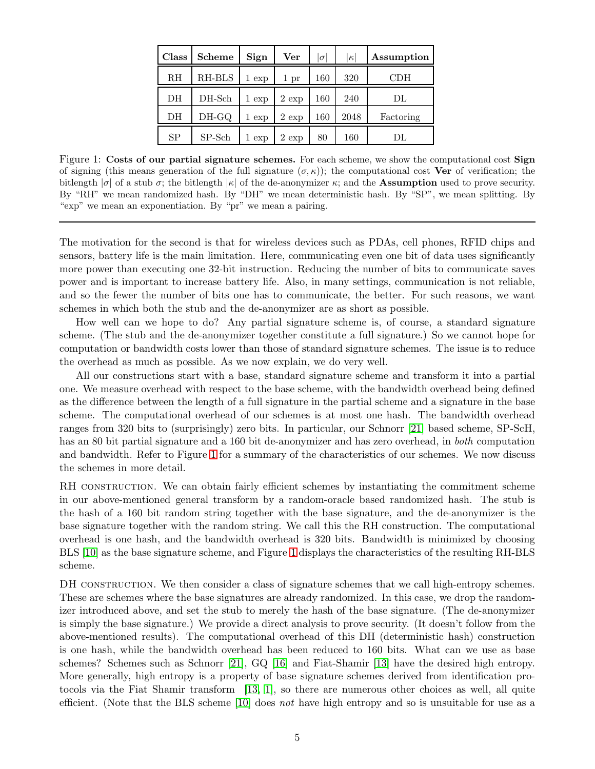| Class | Scheme | Sign | Ver | $\|\sigma\|$ | $\|\kappa\|$ | Assumption |
|---|---|---|---|---|---|---|
| RH | RH-BLS | 1 exp | 1 pr | 160 | 320 | CDH |
| DH | DH-Sch | 1 exp | 2 exp | 160 | 240 | DL |
| DH | DH-GQ | 1 exp | 2 exp | 160 | 2048 | Factoring |
| SP | SP-Sch | 1 exp | 2 exp | 80 | 160 | DL |

Figure 1: **Costs of our partial signature schemes.** For each scheme, we show the computational cost **Sign** of signing (this means generation of the full signature $(\sigma, \kappa)$); the computational cost **Ver** of verification; the bitlength $|\sigma|$ of a stub $\sigma$; the bitlength $|\kappa|$ of the de-anonymizer $\kappa$; and the **Assumption** used to prove security. By "RH" we mean randomized hash. By "DH" we mean deterministic hash. By "SP", we mean splitting. By "exp" we mean an exponentiation. By "pr" we mean a pairing.

---

The motivation for the second is that for wireless devices such as PDAs, cell phones, RFID chips and sensors, battery life is the main limitation. Here, communicating even one bit of data uses significantly more power than executing one 32-bit instruction. Reducing the number of bits to communicate saves power and is important to increase battery life. Also, in many settings, communication is not reliable, and so the fewer the number of bits one has to communicate, the better. For such reasons, we want schemes in which both the stub and the de-anonymizer are as short as possible.

How well can we hope to do? Any partial signature scheme is, of course, a standard signature scheme. (The stub and the de-anonymizer together constitute a full signature.) So we cannot hope for computation or bandwidth costs lower than those of standard signature schemes. The issue is to reduce the overhead as much as possible. As we now explain, we do very well.

All our constructions start with a base, standard signature scheme and transform it into a partial one. We measure overhead with respect to the base scheme, with the bandwidth overhead being defined as the difference between the length of a full signature in the partial scheme and a signature in the base scheme. The computational overhead of our schemes is at most one hash. The bandwidth overhead ranges from 320 bits to (surprisingly) zero bits. In particular, our Schnorr [21] based scheme, SP-ScH, has an 80 bit partial signature and a 160 bit de-anonymizer and has zero overhead, in *both* computation and bandwidth. Refer to Figure 1 for a summary of the characteristics of our schemes. We now discuss the schemes in more detail.

RH construction. We can obtain fairly efficient schemes by instantiating the commitment scheme in our above-mentioned general transform by a random-oracle based randomized hash. The stub is the hash of a 160 bit random string together with the base signature, and the de-anonymizer is the base signature together with the random string. We call this the RH construction. The computational overhead is one hash, and the bandwidth overhead is 320 bits. Bandwidth is minimized by choosing BLS [10] as the base signature scheme, and Figure 1 displays the characteristics of the resulting RH-BLS scheme.

DH construction. We then consider a class of signature schemes that we call high-entropy schemes. These are schemes where the base signatures are already randomized. In this case, we drop the randomizer introduced above, and set the stub to merely the hash of the base signature. (The de-anonymizer is simply the base signature.) We provide a direct analysis to prove security. (It doesn't follow from the above-mentioned results). The computational overhead of this DH (deterministic hash) construction is one hash, while the bandwidth overhead has been reduced to 160 bits. What can we use as base schemes? Schemes such as Schnorr [21], GQ [16] and Fiat-Shamir [13] have the desired high entropy. More generally, high entropy is a property of base signature schemes derived from identification protocols via the Fiat Shamir transform [13, 1], so there are numerous other choices as well, all quite efficient. (Note that the BLS scheme [10] does *not* have high entropy and so is unsuitable for use as a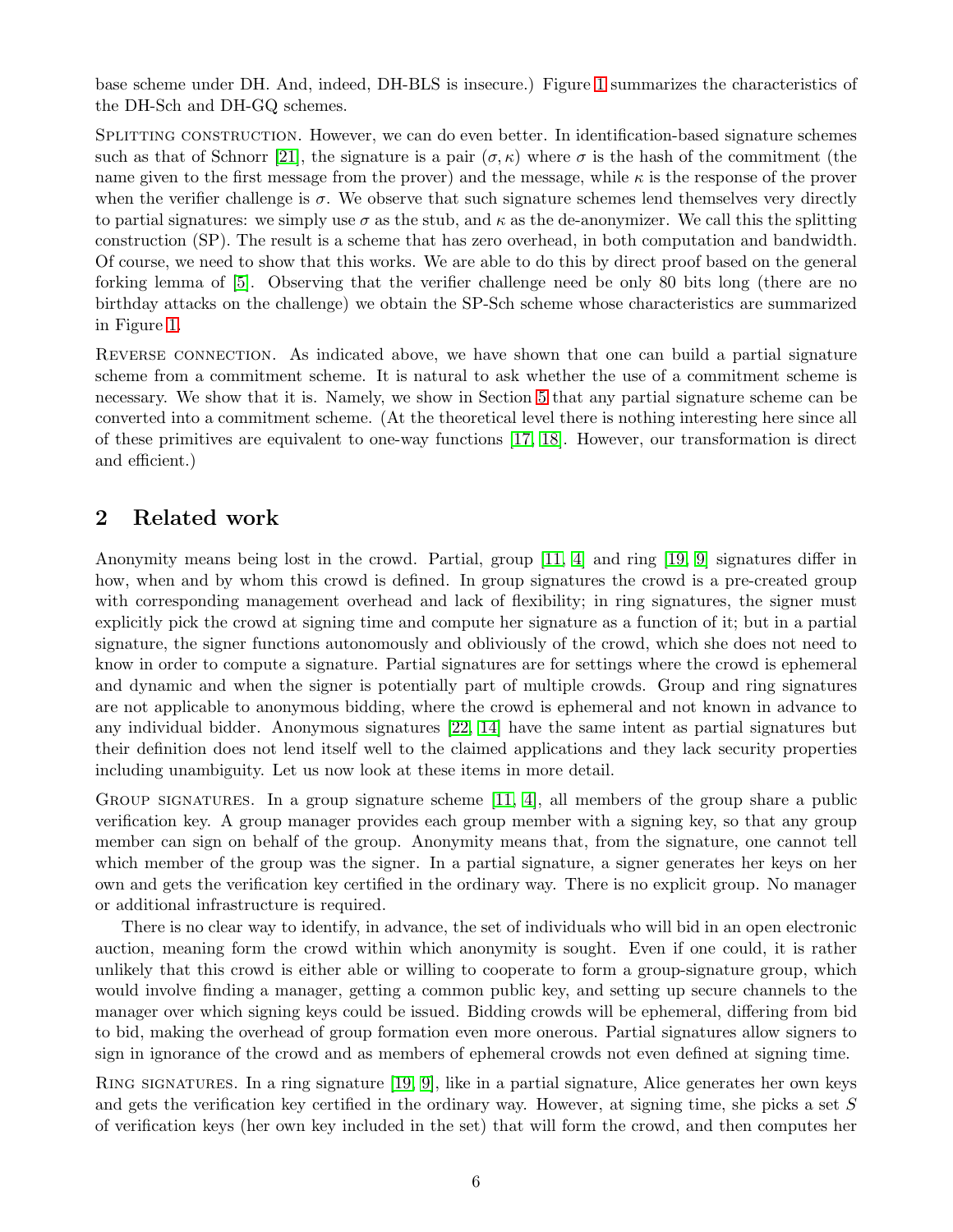base scheme under DH. And, indeed, DH-BLS is insecure.) Figure 1 summarizes the characteristics of the DH-Sch and DH-GQ schemes.

Splitting construction. However, we can do even better. In identification-based signature schemes such as that of Schnorr [21], the signature is a pair $(\sigma, \kappa)$ where $\sigma$ is the hash of the commitment (the name given to the first message from the prover) and the message, while $\kappa$ is the response of the prover when the verifier challenge is $\sigma$. We observe that such signature schemes lend themselves very directly to partial signatures: we simply use $\sigma$ as the stub, and $\kappa$ as the de-anonymizer. We call this the splitting construction (SP). The result is a scheme that has zero overhead, in both computation and bandwidth. Of course, we need to show that this works. We are able to do this by direct proof based on the general forking lemma of [5]. Observing that the verifier challenge need be only 80 bits long (there are no birthday attacks on the challenge) we obtain the SP-Sch scheme whose characteristics are summarized in Figure 1.

Reverse connection. As indicated above, we have shown that one can build a partial signature scheme from a commitment scheme. It is natural to ask whether the use of a commitment scheme is necessary. We show that it is. Namely, we show in Section 5 that any partial signature scheme can be converted into a commitment scheme. (At the theoretical level there is nothing interesting here since all of these primitives are equivalent to one-way functions [17, 18]. However, our transformation is direct and efficient.)

## 2 Related work

Anonymity means being lost in the crowd. Partial, group [11, 4] and ring [19, 9] signatures differ in how, when and by whom this crowd is defined. In group signatures the crowd is a pre-created group with corresponding management overhead and lack of flexibility; in ring signatures, the signer must explicitly pick the crowd at signing time and compute her signature as a function of it; but in a partial signature, the signer functions autonomously and obliviously of the crowd, which she does not need to know in order to compute a signature. Partial signatures are for settings where the crowd is ephemeral and dynamic and when the signer is potentially part of multiple crowds. Group and ring signatures are not applicable to anonymous bidding, where the crowd is ephemeral and not known in advance to any individual bidder. Anonymous signatures [22, 14] have the same intent as partial signatures but their definition does not lend itself well to the claimed applications and they lack security properties including unambiguity. Let us now look at these items in more detail.

Group signatures. In a group signature scheme [11, 4], all members of the group share a public verification key. A group manager provides each group member with a signing key, so that any group member can sign on behalf of the group. Anonymity means that, from the signature, one cannot tell which member of the group was the signer. In a partial signature, a signer generates her keys on her own and gets the verification key certified in the ordinary way. There is no explicit group. No manager or additional infrastructure is required.

There is no clear way to identify, in advance, the set of individuals who will bid in an open electronic auction, meaning form the crowd within which anonymity is sought. Even if one could, it is rather unlikely that this crowd is either able or willing to cooperate to form a group-signature group, which would involve finding a manager, getting a common public key, and setting up secure channels to the manager over which signing keys could be issued. Bidding crowds will be ephemeral, differing from bid to bid, making the overhead of group formation even more onerous. Partial signatures allow signers to sign in ignorance of the crowd and as members of ephemeral crowds not even defined at signing time.

Ring signatures. In a ring signature [19, 9], like in a partial signature, Alice generates her own keys and gets the verification key certified in the ordinary way. However, at signing time, she picks a set $S$ of verification keys (her own key included in the set) that will form the crowd, and then computes her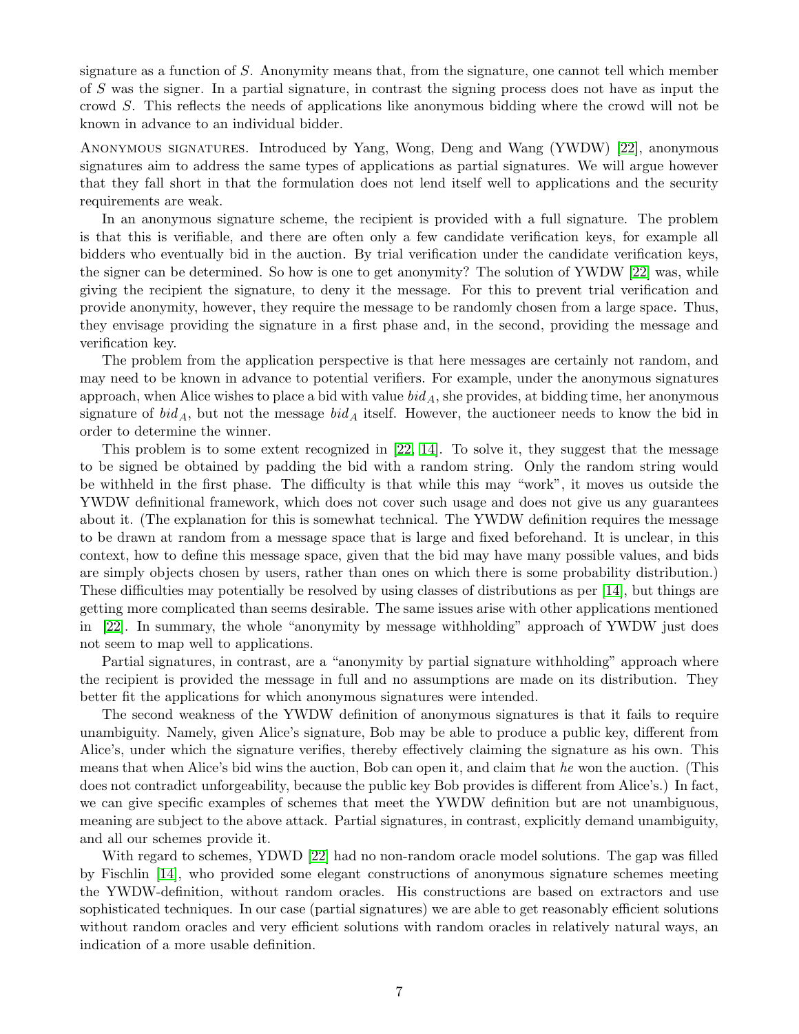signature as a function of $S$. Anonymity means that, from the signature, one cannot tell which member of $S$ was the signer. In a partial signature, in contrast the signing process does not have as input the crowd $S$. This reflects the needs of applications like anonymous bidding where the crowd will not be known in advance to an individual bidder.

Anonymous signatures. Introduced by Yang, Wong, Deng and Wang (YWDW) [22], anonymous signatures aim to address the same types of applications as partial signatures. We will argue however that they fall short in that the formulation does not lend itself well to applications and the security requirements are weak.

In an anonymous signature scheme, the recipient is provided with a full signature. The problem is that this is verifiable, and there are often only a few candidate verification keys, for example all bidders who eventually bid in the auction. By trial verification under the candidate verification keys, the signer can be determined. So how is one to get anonymity? The solution of YWDW [22] was, while giving the recipient the signature, to deny it the message. For this to prevent trial verification and provide anonymity, however, they require the message to be randomly chosen from a large space. Thus, they envisage providing the signature in a first phase and, in the second, providing the message and verification key.

The problem from the application perspective is that here messages are certainly not random, and may need to be known in advance to potential verifiers. For example, under the anonymous signatures approach, when Alice wishes to place a bid with value $bid_A$, she provides, at bidding time, her anonymous signature of $bid_A$, but not the message $bid_A$ itself. However, the auctioneer needs to know the bid in order to determine the winner.

This problem is to some extent recognized in [22, 14]. To solve it, they suggest that the message to be signed be obtained by padding the bid with a random string. Only the random string would be withheld in the first phase. The difficulty is that while this may "work", it moves us outside the YWDW definitional framework, which does not cover such usage and does not give us any guarantees about it. (The explanation for this is somewhat technical. The YWDW definition requires the message to be drawn at random from a message space that is large and fixed beforehand. It is unclear, in this context, how to define this message space, given that the bid may have many possible values, and bids are simply objects chosen by users, rather than ones on which there is some probability distribution.) These difficulties may potentially be resolved by using classes of distributions as per [14], but things are getting more complicated than seems desirable. The same issues arise with other applications mentioned in [22]. In summary, the whole "anonymity by message withholding" approach of YWDW just does not seem to map well to applications.

Partial signatures, in contrast, are a "anonymity by partial signature withholding" approach where the recipient is provided the message in full and no assumptions are made on its distribution. They better fit the applications for which anonymous signatures were intended.

The second weakness of the YWDW definition of anonymous signatures is that it fails to require unambiguity. Namely, given Alice's signature, Bob may be able to produce a public key, different from Alice's, under which the signature verifies, thereby effectively claiming the signature as his own. This means that when Alice's bid wins the auction, Bob can open it, and claim that *he* won the auction. (This does not contradict unforgeability, because the public key Bob provides is different from Alice's.) In fact, we can give specific examples of schemes that meet the YWDW definition but are not unambiguous, meaning are subject to the above attack. Partial signatures, in contrast, explicitly demand unambiguity, and all our schemes provide it.

With regard to schemes, YDWD [22] had no non-random oracle model solutions. The gap was filled by Fischlin [14], who provided some elegant constructions of anonymous signature schemes meeting the YWDW-definition, without random oracles. His constructions are based on extractors and use sophisticated techniques. In our case (partial signatures) we are able to get reasonably efficient solutions without random oracles and very efficient solutions with random oracles in relatively natural ways, an indication of a more usable definition.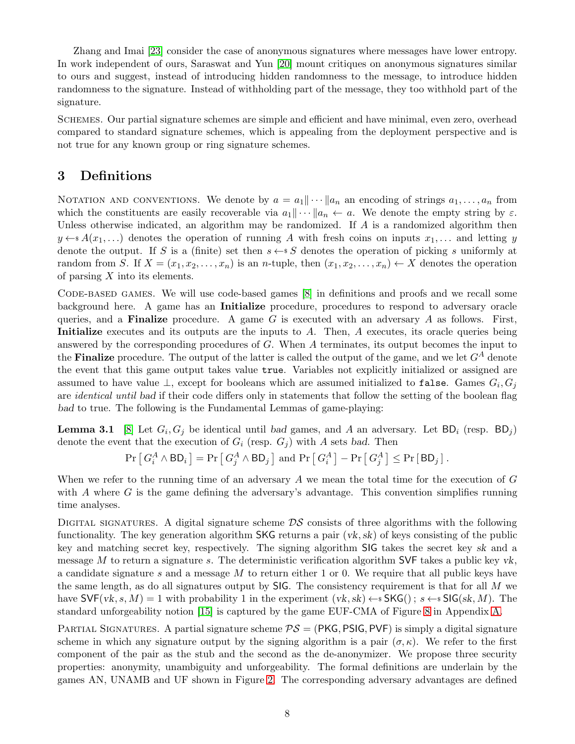Zhang and Imai [23] consider the case of anonymous signatures where messages have lower entropy. In work independent of ours, Saraswat and Yun [20] mount critiques on anonymous signatures similar to ours and suggest, instead of introducing hidden randomness to the message, to introduce hidden randomness to the signature. Instead of withholding part of the message, they too withhold part of the signature.

Schemes. Our partial signature schemes are simple and efficient and have minimal, even zero, overhead compared to standard signature schemes, which is appealing from the deployment perspective and is not true for any known group or ring signature schemes.

# 3 Definitions

Notation and conventions. We denote by $a = a_1 \| \cdots \| a_n$ an encoding of strings $a_1, \ldots, a_n$ from which the constituents are easily recoverable via $a_1 \| \cdots \| a_n \leftarrow a$. We denote the empty string by $\varepsilon$. Unless otherwise indicated, an algorithm may be randomized. If $A$ is a randomized algorithm then $y \leftarrow\$ A(x_1, \ldots)$ denotes the operation of running $A$ with fresh coins on inputs $x_1, \ldots$ and letting $y$ denote the output. If $S$ is a (finite) set then $s \leftarrow\$ S$ denotes the operation of picking $s$ uniformly at random from $S$. If $X = (x_1, x_2, \ldots, x_n)$ is an $n$-tuple, then $(x_1, x_2, \ldots, x_n) \leftarrow X$ denotes the operation of parsing $X$ into its elements.

Code-based games. We will use code-based games [8] in definitions and proofs and we recall some background here. A game has an **Initialize** procedure, procedures to respond to adversary oracle queries, and a **Finalize** procedure. A game $G$ is executed with an adversary $A$ as follows. First, **Initialize** executes and its outputs are the inputs to $A$. Then, $A$ executes, its oracle queries being answered by the corresponding procedures of $G$. When $A$ terminates, its output becomes the input to the **Finalize** procedure. The output of the latter is called the output of the game, and we let $G^A$ denote the event that this game output takes value `true`. Variables not explicitly initialized or assigned are assumed to have value $\perp$, except for booleans which are assumed initialized to `false`. Games $G_i, G_j$ are *identical until bad* if their code differs only in statements that follow the setting of the boolean flag *bad* to true. The following is the Fundamental Lemmas of game-playing:

**Lemma 3.1** [8] Let $G_i, G_j$ be identical until *bad* games, and $A$ an adversary. Let $\mathsf{BD}_i$ (resp. $\mathsf{BD}_j$) denote the event that the execution of $G_i$ (resp. $G_j$) with $A$ sets *bad*. Then

$$\Pr\left[\, G_i^A \wedge \mathsf{BD}_i \,\right] = \Pr\left[\, G_j^A \wedge \mathsf{BD}_j \,\right] \text{ and } \Pr\left[\, G_i^A \,\right] - \Pr\left[\, G_j^A \,\right] \leq \Pr\left[\, \mathsf{BD}_j \,\right].$$

When we refer to the running time of an adversary $A$ we mean the total time for the execution of $G$ with $A$ where $G$ is the game defining the adversary's advantage. This convention simplifies running time analyses.

Digital signatures. A digital signature scheme $\mathcal{DS}$ consists of three algorithms with the following functionality. The key generation algorithm $\mathsf{SKG}$ returns a pair $(vk, sk)$ of keys consisting of the public key and matching secret key, respectively. The signing algorithm $\mathsf{SIG}$ takes the secret key $sk$ and a message $M$ to return a signature $s$. The deterministic verification algorithm $\mathsf{SVF}$ takes a public key $vk$, a candidate signature $s$ and a message $M$ to return either 1 or 0. We require that all public keys have the same length, as do all signatures output by $\mathsf{SIG}$. The consistency requirement is that for all $M$ we have $\mathsf{SVF}(vk, s, M) = 1$ with probability 1 in the experiment $(vk, sk) \leftarrow\$ \mathsf{SKG}()\,;\ s \leftarrow\$ \mathsf{SIG}(sk, M)$. The standard unforgeability notion [15] is captured by the game EUF-CMA of Figure 8 in Appendix A.

Partial Signatures. A partial signature scheme $\mathcal{PS} = (\mathsf{PKG}, \mathsf{PSIG}, \mathsf{PVF})$ is simply a digital signature scheme in which any signature output by the signing algorithm is a pair $(\sigma, \kappa)$. We refer to the first component of the pair as the stub and the second as the de-anonymizer. We propose three security properties: anonymity, unambiguity and unforgeability. The formal definitions are underlain by the games AN, UNAMB and UF shown in Figure 2. The corresponding adversary advantages are defined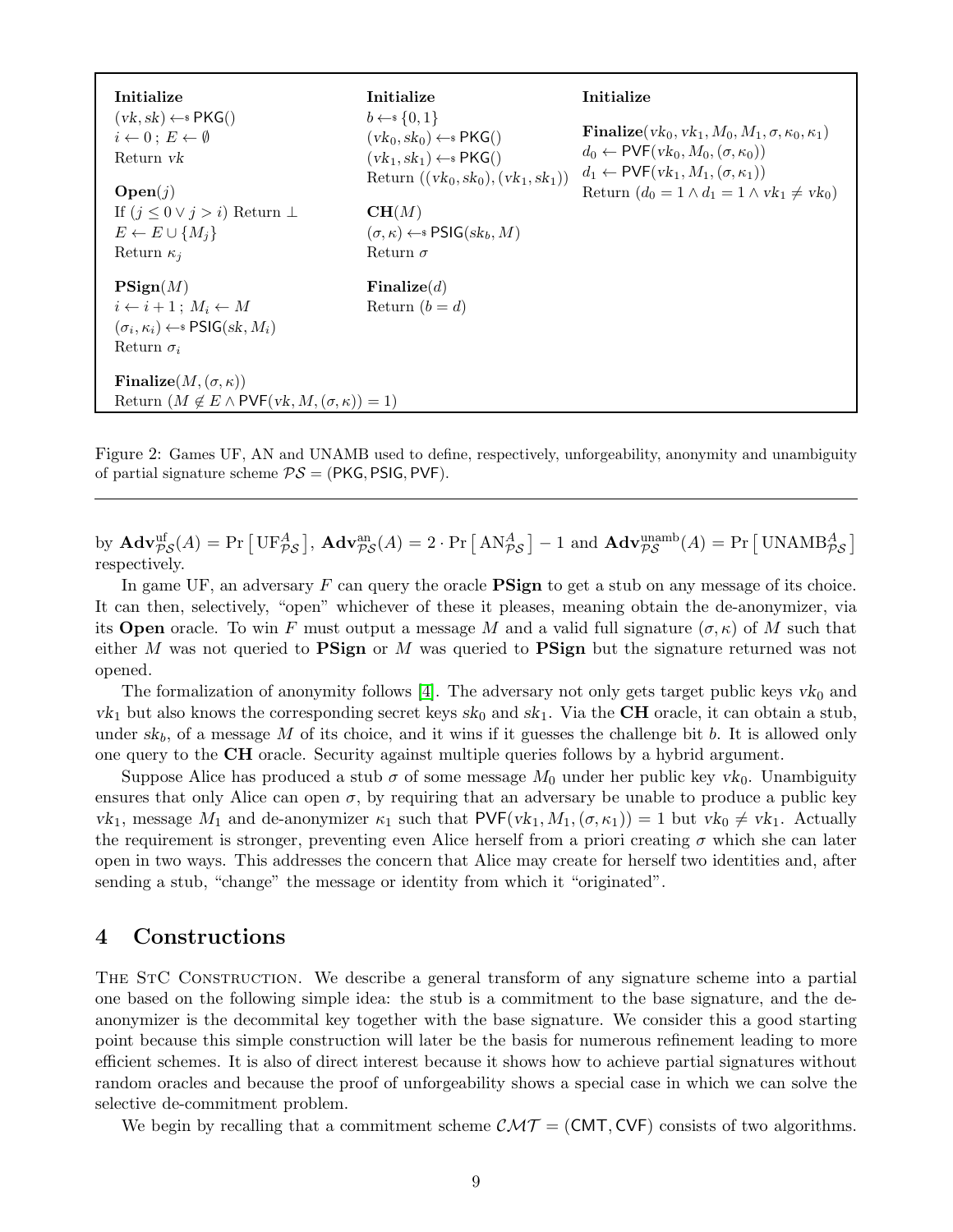| **Initialize** | **Initialize** | **Initialize** |
|---|---|---|
| $(vk, sk) \leftarrow\$ \mathsf{PKG}()$ | $b \leftarrow\$ \{0,1\}$ | |
| $i \leftarrow 0\,;\, E \leftarrow \emptyset$ | $(vk_0, sk_0) \leftarrow\$ \mathsf{PKG}()$ | **Finalize**$(vk_0, vk_1, M_0, M_1, \sigma, \kappa_0, \kappa_1)$ |
| Return $vk$ | $(vk_1, sk_1) \leftarrow\$ \mathsf{PKG}()$ | $d_0 \leftarrow \mathsf{PVF}(vk_0, M_0, (\sigma, \kappa_0))$ |
| | Return $((vk_0, sk_0), (vk_1, sk_1))$ | $d_1 \leftarrow \mathsf{PVF}(vk_1, M_1, (\sigma, \kappa_1))$ |
| **Open**$(j)$ | | Return $(d_0 = 1 \wedge d_1 = 1 \wedge vk_1 \neq vk_0)$ |
| If $(j \leq 0 \vee j > i)$ Return $\perp$ | **CH**$(M)$ | |
| $E \leftarrow E \cup \{M_j\}$ | $(\sigma, \kappa) \leftarrow\$ \mathsf{PSIG}(sk_b, M)$ | |
| Return $\kappa_j$ | Return $\sigma$ | |
| **PSign**$(M)$ | **Finalize**$(d)$ | |
| $i \leftarrow i+1\,;\, M_i \leftarrow M$ | Return $(b = d)$ | |
| $(\sigma_i, \kappa_i) \leftarrow\$ \mathsf{PSIG}(sk, M_i)$ | | |
| Return $\sigma_i$ | | |
| **Finalize**$(M, (\sigma, \kappa))$ | | |
| Return $(M \notin E \wedge \mathsf{PVF}(vk, M, (\sigma, \kappa)) = 1)$ | | |

Figure 2: Games UF, AN and UNAMB used to define, respectively, unforgeability, anonymity and unambiguity of partial signature scheme $\mathcal{PS} = (\mathsf{PKG}, \mathsf{PSIG}, \mathsf{PVF})$.

by $\mathbf{Adv}^{\mathrm{uf}}_{\mathcal{PS}}(A) = \Pr\left[\,\mathrm{UF}^{A}_{\mathcal{PS}}\,\right]$, $\mathbf{Adv}^{\mathrm{an}}_{\mathcal{PS}}(A) = 2 \cdot \Pr\left[\,\mathrm{AN}^{A}_{\mathcal{PS}}\,\right] - 1$ and $\mathbf{Adv}^{\mathrm{unamb}}_{\mathcal{PS}}(A) = \Pr\left[\,\mathrm{UNAMB}^{A}_{\mathcal{PS}}\,\right]$ respectively.

In game UF, an adversary $F$ can query the oracle **PSign** to get a stub on any message of its choice. It can then, selectively, "open" whichever of these it pleases, meaning obtain the de-anonymizer, via its **Open** oracle. To win $F$ must output a message $M$ and a valid full signature $(\sigma, \kappa)$ of $M$ such that either $M$ was not queried to **PSign** or $M$ was queried to **PSign** but the signature returned was not opened.

The formalization of anonymity follows [4]. The adversary not only gets target public keys $vk_0$ and $vk_1$ but also knows the corresponding secret keys $sk_0$ and $sk_1$. Via the **CH** oracle, it can obtain a stub, under $sk_b$, of a message $M$ of its choice, and it wins if it guesses the challenge bit $b$. It is allowed only one query to the **CH** oracle. Security against multiple queries follows by a hybrid argument.

Suppose Alice has produced a stub $\sigma$ of some message $M_0$ under her public key $vk_0$. Unambiguity ensures that only Alice can open $\sigma$, by requiring that an adversary be unable to produce a public key $vk_1$, message $M_1$ and de-anonymizer $\kappa_1$ such that $\mathsf{PVF}(vk_1, M_1, (\sigma, \kappa_1)) = 1$ but $vk_0 \neq vk_1$. Actually the requirement is stronger, preventing even Alice herself from a priori creating $\sigma$ which she can later open in two ways. This addresses the concern that Alice may create for herself two identities and, after sending a stub, "change" the message or identity from which it "originated".

## 4 Constructions

THE STC CONSTRUCTION. We describe a general transform of any signature scheme into a partial one based on the following simple idea: the stub is a commitment to the base signature, and the de-anonymizer is the decommital key together with the base signature. We consider this a good starting point because this simple construction will later be the basis for numerous refinement leading to more efficient schemes. It is also of direct interest because it shows how to achieve partial signatures without random oracles and because the proof of unforgeability shows a special case in which we can solve the selective de-commitment problem.

We begin by recalling that a commitment scheme $\mathcal{CMT} = (\mathsf{CMT}, \mathsf{CVF})$ consists of two algorithms.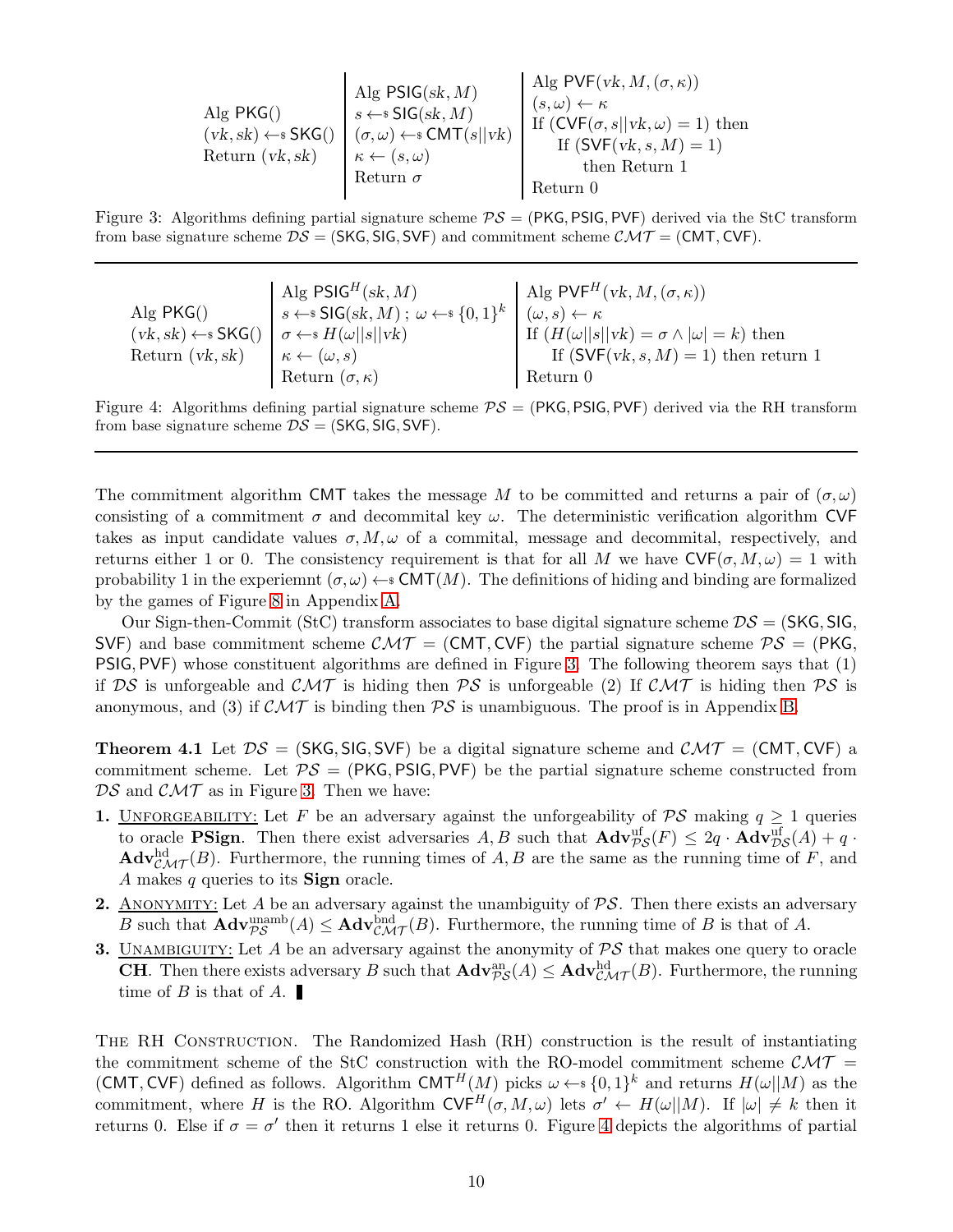Alg $\mathsf{PKG}()$
$(vk, sk) \leftarrow_\$ \mathsf{SKG}()$
Return $(vk, sk)$

Alg $\mathsf{PSIG}(sk, M)$
$s \leftarrow_\$ \mathsf{SIG}(sk, M)$
$(\sigma, \omega) \leftarrow_\$ \mathsf{CMT}(s \| vk)$
$\kappa \leftarrow (s, \omega)$
Return $\sigma$

Alg $\mathsf{PVF}(vk, M, (\sigma, \kappa))$
$(s, \omega) \leftarrow \kappa$
If $(\mathsf{CVF}(\sigma, s\|vk, \omega) = 1)$ then
  If $(\mathsf{SVF}(vk, s, M) = 1)$
    then Return 1
Return 0

Figure 3: Algorithms defining partial signature scheme $\mathcal{PS} = (\mathsf{PKG}, \mathsf{PSIG}, \mathsf{PVF})$ derived via the StC transform from base signature scheme $\mathcal{DS} = (\mathsf{SKG}, \mathsf{SIG}, \mathsf{SVF})$ and commitment scheme $\mathcal{CMT} = (\mathsf{CMT}, \mathsf{CVF})$.

---

Alg $\mathsf{PKG}()$
$(vk, sk) \leftarrow_\$ \mathsf{SKG}()$
Return $(vk, sk)$

Alg $\mathsf{PSIG}^H(sk, M)$
$s \leftarrow_\$ \mathsf{SIG}(sk, M)$ ; $\omega \leftarrow_\$ \{0,1\}^k$
$\sigma \leftarrow_\$ H(\omega \| s \| vk)$
$\kappa \leftarrow (\omega, s)$
Return $(\sigma, \kappa)$

Alg $\mathsf{PVF}^H(vk, M, (\sigma, \kappa))$
$(\omega, s) \leftarrow \kappa$
If $(H(\omega\|s\|vk) = \sigma \wedge |\omega| = k)$ then
  If $(\mathsf{SVF}(vk, s, M) = 1)$ then return 1
Return 0

Figure 4: Algorithms defining partial signature scheme $\mathcal{PS} = (\mathsf{PKG}, \mathsf{PSIG}, \mathsf{PVF})$ derived via the RH transform from base signature scheme $\mathcal{DS} = (\mathsf{SKG}, \mathsf{SIG}, \mathsf{SVF})$.

---

The commitment algorithm $\mathsf{CMT}$ takes the message $M$ to be committed and returns a pair of $(\sigma, \omega)$ consisting of a commitment $\sigma$ and decommital key $\omega$. The deterministic verification algorithm $\mathsf{CVF}$ takes as input candidate values $\sigma, M, \omega$ of a commital, message and decommital, respectively, and returns either 1 or 0. The consistency requirement is that for all $M$ we have $\mathsf{CVF}(\sigma, M, \omega) = 1$ with probability 1 in the experiemnt $(\sigma, \omega) \leftarrow_\$ \mathsf{CMT}(M)$. The definitions of hiding and binding are formalized by the games of Figure 8 in Appendix A.

Our Sign-then-Commit (StC) transform associates to base digital signature scheme $\mathcal{DS} = (\mathsf{SKG}, \mathsf{SIG}, \mathsf{SVF})$ and base commitment scheme $\mathcal{CMT} = (\mathsf{CMT}, \mathsf{CVF})$ the partial signature scheme $\mathcal{PS} = (\mathsf{PKG}, \mathsf{PSIG}, \mathsf{PVF})$ whose constituent algorithms are defined in Figure 3. The following theorem says that (1) if $\mathcal{DS}$ is unforgeable and $\mathcal{CMT}$ is hiding then $\mathcal{PS}$ is unforgeable (2) If $\mathcal{CMT}$ is hiding then $\mathcal{PS}$ is anonymous, and (3) if $\mathcal{CMT}$ is binding then $\mathcal{PS}$ is unambiguous. The proof is in Appendix B.

**Theorem 4.1** Let $\mathcal{DS} = (\mathsf{SKG}, \mathsf{SIG}, \mathsf{SVF})$ be a digital signature scheme and $\mathcal{CMT} = (\mathsf{CMT}, \mathsf{CVF})$ a commitment scheme. Let $\mathcal{PS} = (\mathsf{PKG}, \mathsf{PSIG}, \mathsf{PVF})$ be the partial signature scheme constructed from $\mathcal{DS}$ and $\mathcal{CMT}$ as in Figure 3. Then we have:

1. <u>Unforgeability:</u> Let $F$ be an adversary against the unforgeability of $\mathcal{PS}$ making $q \geq 1$ queries to oracle **PSign**. Then there exist adversaries $A, B$ such that $\mathbf{Adv}^{\mathrm{uf}}_{\mathcal{PS}}(F) \leq 2q \cdot \mathbf{Adv}^{\mathrm{uf}}_{\mathcal{DS}}(A) + q \cdot \mathbf{Adv}^{\mathrm{hd}}_{\mathcal{CMT}}(B)$. Furthermore, the running times of $A, B$ are the same as the running time of $F$, and $A$ makes $q$ queries to its **Sign** oracle.
2. <u>Anonymity:</u> Let $A$ be an adversary against the unambiguity of $\mathcal{PS}$. Then there exists an adversary $B$ such that $\mathbf{Adv}^{\mathrm{unamb}}_{\mathcal{PS}}(A) \leq \mathbf{Adv}^{\mathrm{bnd}}_{\mathcal{CMT}}(B)$. Furthermore, the running time of $B$ is that of $A$.
3. <u>Unambiguity:</u> Let $A$ be an adversary against the anonymity of $\mathcal{PS}$ that makes one query to oracle **CH**. Then there exists adversary $B$ such that $\mathbf{Adv}^{\mathrm{an}}_{\mathcal{PS}}(A) \leq \mathbf{Adv}^{\mathrm{hd}}_{\mathcal{CMT}}(B)$. Furthermore, the running time of $B$ is that of $A$. ∎

The RH Construction. The Randomized Hash (RH) construction is the result of instantiating the commitment scheme of the StC construction with the RO-model commitment scheme $\mathcal{CMT} = (\mathsf{CMT}, \mathsf{CVF})$ defined as follows. Algorithm $\mathsf{CMT}^H(M)$ picks $\omega \leftarrow_\$ \{0,1\}^k$ and returns $H(\omega\|M)$ as the commitment, where $H$ is the RO. Algorithm $\mathsf{CVF}^H(\sigma, M, \omega)$ lets $\sigma' \leftarrow H(\omega\|M)$. If $|\omega| \neq k$ then it returns 0. Else if $\sigma = \sigma'$ then it returns 1 else it returns 0. Figure 4 depicts the algorithms of partial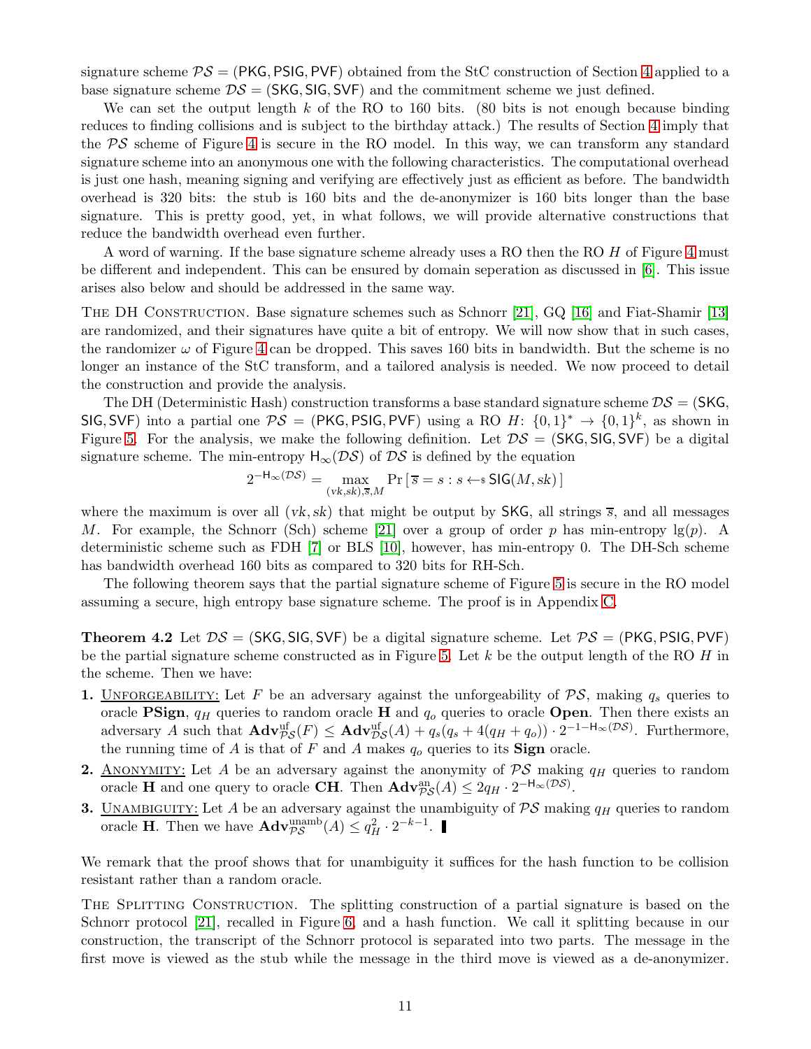signature scheme $\mathcal{PS} = (\mathsf{PKG}, \mathsf{PSIG}, \mathsf{PVF})$ obtained from the StC construction of Section 4 applied to a base signature scheme $\mathcal{DS} = (\mathsf{SKG}, \mathsf{SIG}, \mathsf{SVF})$ and the commitment scheme we just defined.

We can set the output length $k$ of the RO to 160 bits. (80 bits is not enough because binding reduces to finding collisions and is subject to the birthday attack.) The results of Section 4 imply that the $\mathcal{PS}$ scheme of Figure 4 is secure in the RO model. In this way, we can transform any standard signature scheme into an anonymous one with the following characteristics. The computational overhead is just one hash, meaning signing and verifying are effectively just as efficient as before. The bandwidth overhead is 320 bits: the stub is 160 bits and the de-anonymizer is 160 bits longer than the base signature. This is pretty good, yet, in what follows, we will provide alternative constructions that reduce the bandwidth overhead even further.

A word of warning. If the base signature scheme already uses a RO then the RO $H$ of Figure 4 must be different and independent. This can be ensured by domain seperation as discussed in [6]. This issue arises also below and should be addressed in the same way.

**The DH Construction.** Base signature schemes such as Schnorr [21], GQ [16] and Fiat-Shamir [13] are randomized, and their signatures have quite a bit of entropy. We will now show that in such cases, the randomizer $\omega$ of Figure 4 can be dropped. This saves 160 bits in bandwidth. But the scheme is no longer an instance of the StC transform, and a tailored analysis is needed. We now proceed to detail the construction and provide the analysis.

The DH (Deterministic Hash) construction transforms a base standard signature scheme $\mathcal{DS} = (\mathsf{SKG}, \mathsf{SIG}, \mathsf{SVF})$ into a partial one $\mathcal{PS} = (\mathsf{PKG}, \mathsf{PSIG}, \mathsf{PVF})$ using a RO $H\colon \{0,1\}^* \to \{0,1\}^k$, as shown in Figure 5. For the analysis, we make the following definition. Let $\mathcal{DS} = (\mathsf{SKG}, \mathsf{SIG}, \mathsf{SVF})$ be a digital signature scheme. The min-entropy $\mathsf{H}_\infty(\mathcal{DS})$ of $\mathcal{DS}$ is defined by the equation

$$2^{-\mathsf{H}_\infty(\mathcal{DS})} = \max_{(vk,sk),\overline{s},M} \Pr\left[\, \overline{s} = s : s \leftarrow\!\!\$\; \mathsf{SIG}(M, sk) \,\right]$$

where the maximum is over all $(vk, sk)$ that might be output by $\mathsf{SKG}$, all strings $\overline{s}$, and all messages $M$. For example, the Schnorr (Sch) scheme [21] over a group of order $p$ has min-entropy $\lg(p)$. A deterministic scheme such as FDH [7] or BLS [10], however, has min-entropy 0. The DH-Sch scheme has bandwidth overhead 160 bits as compared to 320 bits for RH-Sch.

The following theorem says that the partial signature scheme of Figure 5 is secure in the RO model assuming a secure, high entropy base signature scheme. The proof is in Appendix C.

**Theorem 4.2** Let $\mathcal{DS} = (\mathsf{SKG}, \mathsf{SIG}, \mathsf{SVF})$ be a digital signature scheme. Let $\mathcal{PS} = (\mathsf{PKG}, \mathsf{PSIG}, \mathsf{PVF})$ be the partial signature scheme constructed as in Figure 5. Let $k$ be the output length of the RO $H$ in the scheme. Then we have:

1. Unforgeability: Let $F$ be an adversary against the unforgeability of $\mathcal{PS}$, making $q_s$ queries to oracle **PSign**, $q_H$ queries to random oracle **H** and $q_o$ queries to oracle **Open**. Then there exists an adversary $A$ such that $\mathbf{Adv}^{\mathrm{uf}}_{\mathcal{PS}}(F) \le \mathbf{Adv}^{\mathrm{uf}}_{\mathcal{DS}}(A) + q_s(q_s + 4(q_H + q_o)) \cdot 2^{-1-\mathsf{H}_\infty(\mathcal{DS})}$. Furthermore, the running time of $A$ is that of $F$ and $A$ makes $q_o$ queries to its **Sign** oracle.
2. Anonymity: Let $A$ be an adversary against the anonymity of $\mathcal{PS}$ making $q_H$ queries to random oracle **H** and one query to oracle **CH**. Then $\mathbf{Adv}^{\mathrm{an}}_{\mathcal{PS}}(A) \le 2q_H \cdot 2^{-\mathsf{H}_\infty(\mathcal{DS})}$.
3. Unambiguity: Let $A$ be an adversary against the unambiguity of $\mathcal{PS}$ making $q_H$ queries to random oracle **H**. Then we have $\mathbf{Adv}^{\mathrm{unamb}}_{\mathcal{PS}}(A) \le q_H^2 \cdot 2^{-k-1}$. ∎

We remark that the proof shows that for unambiguity it suffices for the hash function to be collision resistant rather than a random oracle.

**The Splitting Construction.** The splitting construction of a partial signature is based on the Schnorr protocol [21], recalled in Figure 6, and a hash function. We call it splitting because in our construction, the transcript of the Schnorr protocol is separated into two parts. The message in the first move is viewed as the stub while the message in the third move is viewed as a de-anonymizer.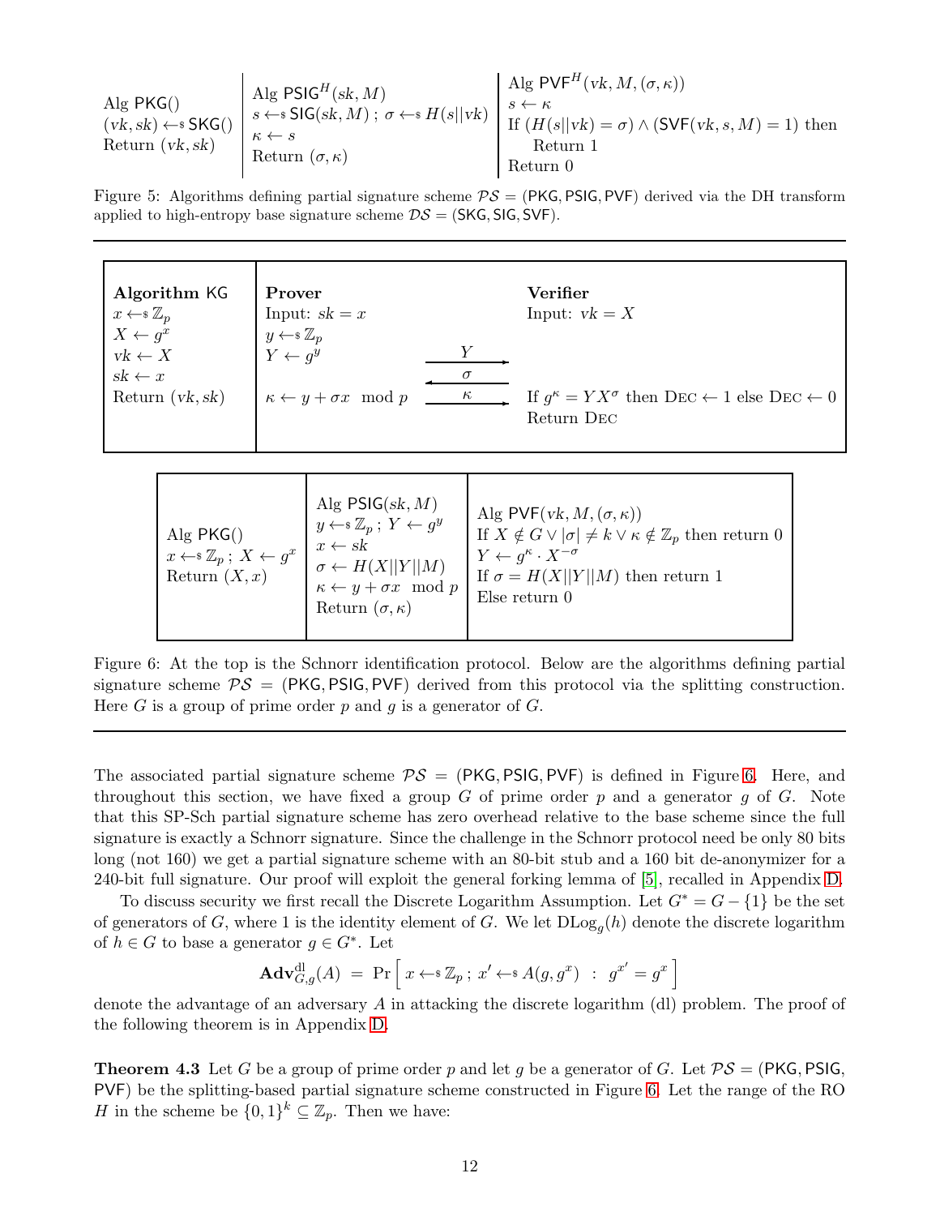| Alg $\mathsf{PKG}()$ <br> $(vk, sk) \leftarrow\$ \mathsf{SKG}()$ <br> Return $(vk, sk)$ | Alg $\mathsf{PSIG}^H(sk, M)$ <br> $s \leftarrow\$ \mathsf{SIG}(sk, M)$ ; $\sigma \leftarrow\$ H(s\|\|vk)$ <br> $\kappa \leftarrow s$ <br> Return $(\sigma, \kappa)$ | Alg $\mathsf{PVF}^H(vk, M, (\sigma, \kappa))$ <br> $s \leftarrow \kappa$ <br> If $(H(s\|\|vk) = \sigma) \wedge (\mathsf{SVF}(vk, s, M) = 1)$ then <br> Return 1 <br> Return 0 |
|---|---|---|

Figure 5: Algorithms defining partial signature scheme $\mathcal{PS} = (\mathsf{PKG}, \mathsf{PSIG}, \mathsf{PVF})$ derived via the DH transform applied to high-entropy base signature scheme $\mathcal{DS} = (\mathsf{SKG}, \mathsf{SIG}, \mathsf{SVF})$.

---

| **Algorithm** $\mathsf{KG}$ | **Prover** | | **Verifier** |
|---|---|---|---|
| $x \leftarrow\$ \mathbb{Z}_p$ | Input: $sk = x$ | | Input: $vk = X$ |
| $X \leftarrow g^x$ | $y \leftarrow\$ \mathbb{Z}_p$ | | |
| $vk \leftarrow X$ | $Y \leftarrow g^y$ | $Y \rightarrow$ | |
| $sk \leftarrow x$ | | $\leftarrow \sigma$ | |
| Return $(vk, sk)$ | $\kappa \leftarrow y + \sigma x \mod p$ | $\kappa \rightarrow$ | If $g^\kappa = YX^\sigma$ then $\textsc{Dec} \leftarrow 1$ else $\textsc{Dec} \leftarrow 0$ <br> Return $\textsc{Dec}$ |

| Alg $\mathsf{PKG}()$ <br> $x \leftarrow\$ \mathbb{Z}_p$ ; $X \leftarrow g^x$ <br> Return $(X, x)$ | Alg $\mathsf{PSIG}(sk, M)$ <br> $y \leftarrow\$ \mathbb{Z}_p$ ; $Y \leftarrow g^y$ <br> $x \leftarrow sk$ <br> $\sigma \leftarrow H(X\|\|Y\|\|M)$ <br> $\kappa \leftarrow y + \sigma x \mod p$ <br> Return $(\sigma, \kappa)$ | Alg $\mathsf{PVF}(vk, M, (\sigma, \kappa))$ <br> If $X \notin G \vee \lvert\sigma\rvert \neq k \vee \kappa \notin \mathbb{Z}_p$ then return 0 <br> $Y \leftarrow g^\kappa \cdot X^{-\sigma}$ <br> If $\sigma = H(X\|\|Y\|\|M)$ then return 1 <br> Else return 0 |
|---|---|---|

Figure 6: At the top is the Schnorr identification protocol. Below are the algorithms defining partial signature scheme $\mathcal{PS} = (\mathsf{PKG}, \mathsf{PSIG}, \mathsf{PVF})$ derived from this protocol via the splitting construction. Here $G$ is a group of prime order $p$ and $g$ is a generator of $G$.

---

The associated partial signature scheme $\mathcal{PS} = (\mathsf{PKG}, \mathsf{PSIG}, \mathsf{PVF})$ is defined in Figure 6. Here, and throughout this section, we have fixed a group $G$ of prime order $p$ and a generator $g$ of $G$. Note that this SP-Sch partial signature scheme has zero overhead relative to the base scheme since the full signature is exactly a Schnorr signature. Since the challenge in the Schnorr protocol need be only 80 bits long (not 160) we get a partial signature scheme with an 80-bit stub and a 160 bit de-anonymizer for a 240-bit full signature. Our proof will exploit the general forking lemma of [5], recalled in Appendix D.

To discuss security we first recall the Discrete Logarithm Assumption. Let $G^* = G - \{1\}$ be the set of generators of $G$, where 1 is the identity element of $G$. We let $\mathrm{DLog}_g(h)$ denote the discrete logarithm of $h \in G$ to base a generator $g \in G^*$. Let

$$\mathbf{Adv}^{\mathrm{dl}}_{G,g}(A) \;=\; \Pr\left[\, x \leftarrow\$ \mathbb{Z}_p \,;\, x' \leftarrow\$ A(g, g^x) \;:\; g^{x'} = g^x \,\right]$$

denote the advantage of an adversary $A$ in attacking the discrete logarithm (dl) problem. The proof of the following theorem is in Appendix D.

**Theorem 4.3** Let $G$ be a group of prime order $p$ and let $g$ be a generator of $G$. Let $\mathcal{PS} = (\mathsf{PKG}, \mathsf{PSIG}, \mathsf{PVF})$ be the splitting-based partial signature scheme constructed in Figure 6. Let the range of the RO $H$ in the scheme be $\{0,1\}^k \subseteq \mathbb{Z}_p$. Then we have: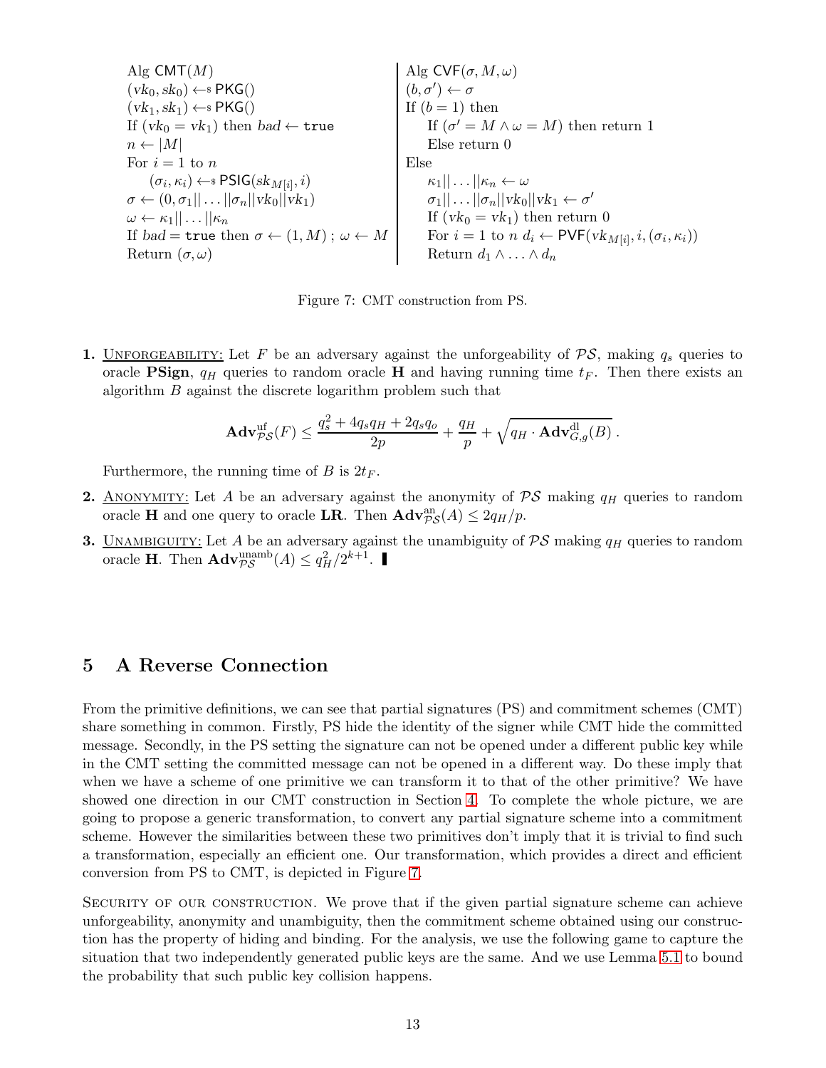```
Alg CMT(M)                                        Alg CVF(σ, M, ω)
(vk_0, sk_0) ←$ PKG()                             (b, σ') ← σ
(vk_1, sk_1) ←$ PKG()                             If (b = 1) then
If (vk_0 = vk_1) then bad ← true                      If (σ' = M ∧ ω = M) then return 1
n ← |M|                                               Else return 0
For i = 1 to n                                    Else
    (σ_i, κ_i) ←$ PSIG(sk_{M[i]}, i)                  κ_1||...||κ_n ← ω
σ ← (0, σ_1||...||σ_n||vk_0||vk_1)                    σ_1||...||σ_n||vk_0||vk_1 ← σ'
ω ← κ_1||...||κ_n                                     If (vk_0 = vk_1) then return 0
If bad = true then σ ← (1, M) ; ω ← M                 For i = 1 to n d_i ← PVF(vk_{M[i]}, i, (σ_i, κ_i))
Return (σ, ω)                                         Return d_1 ∧ ... ∧ d_n
```

Figure 7: CMT construction from PS.

1. Unforgeability: Let $F$ be an adversary against the unforgeability of $\mathcal{PS}$, making $q_s$ queries to oracle **PSign**, $q_H$ queries to random oracle **H** and having running time $t_F$. Then there exists an algorithm $B$ against the discrete logarithm problem such that

$$\mathbf{Adv}^{\mathrm{uf}}_{\mathcal{PS}}(F) \leq \frac{q_s^2 + 4q_sq_H + 2q_sq_o}{2p} + \frac{q_H}{p} + \sqrt{q_H \cdot \mathbf{Adv}^{\mathrm{dl}}_{G,g}(B)}\,.$$

   Furthermore, the running time of $B$ is $2t_F$.

2. Anonymity: Let $A$ be an adversary against the anonymity of $\mathcal{PS}$ making $q_H$ queries to random oracle **H** and one query to oracle **LR**. Then $\mathbf{Adv}^{\mathrm{an}}_{\mathcal{PS}}(A) \leq 2q_H/p$.

3. Unambiguity: Let $A$ be an adversary against the unambiguity of $\mathcal{PS}$ making $q_H$ queries to random oracle **H**. Then $\mathbf{Adv}^{\mathrm{unamb}}_{\mathcal{PS}}(A) \leq q_H^2/2^{k+1}$. ■

## 5 A Reverse Connection

From the primitive definitions, we can see that partial signatures (PS) and commitment schemes (CMT) share something in common. Firstly, PS hide the identity of the signer while CMT hide the committed message. Secondly, in the PS setting the signature can not be opened under a different public key while in the CMT setting the committed message can not be opened in a different way. Do these imply that when we have a scheme of one primitive we can transform it to that of the other primitive? We have showed one direction in our CMT construction in Section 4. To complete the whole picture, we are going to propose a generic transformation, to convert any partial signature scheme into a commitment scheme. However the similarities between these two primitives don't imply that it is trivial to find such a transformation, especially an efficient one. Our transformation, which provides a direct and efficient conversion from PS to CMT, is depicted in Figure 7.

Security of our construction. We prove that if the given partial signature scheme can achieve unforgeability, anonymity and unambiguity, then the commitment scheme obtained using our construction has the property of hiding and binding. For the analysis, we use the following game to capture the situation that two independently generated public keys are the same. And we use Lemma 5.1 to bound the probability that such public key collision happens.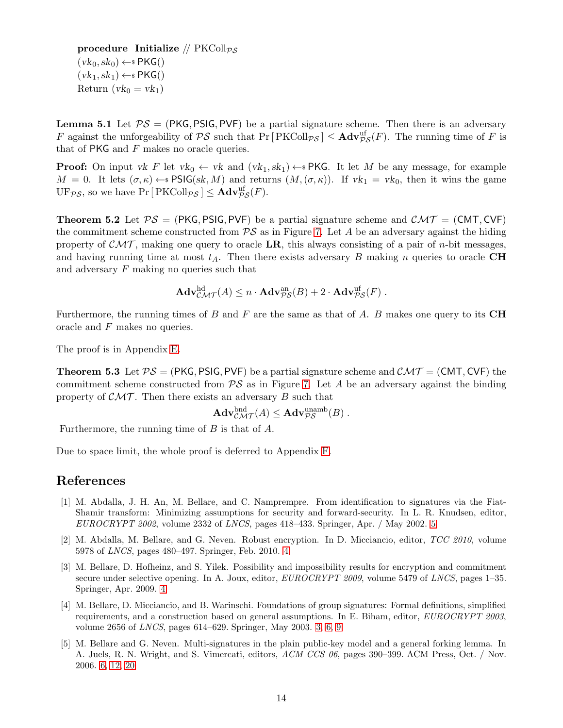**procedure Initialize** // $\mathrm{PKColl}_{\mathcal{PS}}$
$(vk_0, sk_0) \leftarrow\$ \mathsf{PKG}()$
$(vk_1, sk_1) \leftarrow\$ \mathsf{PKG}()$
Return $(vk_0 = vk_1)$

**Lemma 5.1** Let $\mathcal{PS} = (\mathsf{PKG}, \mathsf{PSIG}, \mathsf{PVF})$ be a partial signature scheme. Then there is an adversary $F$ against the unforgeability of $\mathcal{PS}$ such that $\Pr[\mathrm{PKColl}_{\mathcal{PS}}] \leq \mathbf{Adv}^{\mathrm{uf}}_{\mathcal{PS}}(F)$. The running time of $F$ is that of $\mathsf{PKG}$ and $F$ makes no oracle queries.

**Proof:** On input $vk$ $F$ let $vk_0 \leftarrow vk$ and $(vk_1, sk_1) \leftarrow\$ \mathsf{PKG}$. It let $M$ be any message, for example $M = 0$. It lets $(\sigma, \kappa) \leftarrow\$ \mathsf{PSIG}(sk, M)$ and returns $(M, (\sigma, \kappa))$. If $vk_1 = vk_0$, then it wins the game $\mathrm{UF}_{\mathcal{PS}}$, so we have $\Pr[\mathrm{PKColl}_{\mathcal{PS}}] \leq \mathbf{Adv}^{\mathrm{uf}}_{\mathcal{PS}}(F)$.

**Theorem 5.2** Let $\mathcal{PS} = (\mathsf{PKG}, \mathsf{PSIG}, \mathsf{PVF})$ be a partial signature scheme and $\mathcal{CMT} = (\mathsf{CMT}, \mathsf{CVF})$ the commitment scheme constructed from $\mathcal{PS}$ as in Figure 7. Let $A$ be an adversary against the hiding property of $\mathcal{CMT}$, making one query to oracle **LR**, this always consisting of a pair of $n$-bit messages, and having running time at most $t_A$. Then there exists adversary $B$ making $n$ queries to oracle **CH** and adversary $F$ making no queries such that

$$\mathbf{Adv}^{\mathrm{hd}}_{\mathcal{CMT}}(A) \leq n \cdot \mathbf{Adv}^{\mathrm{an}}_{\mathcal{PS}}(B) + 2 \cdot \mathbf{Adv}^{\mathrm{uf}}_{\mathcal{PS}}(F)\ .$$

Furthermore, the running times of $B$ and $F$ are the same as that of $A$. $B$ makes one query to its **CH** oracle and $F$ makes no queries.

The proof is in Appendix E.

**Theorem 5.3** Let $\mathcal{PS} = (\mathsf{PKG}, \mathsf{PSIG}, \mathsf{PVF})$ be a partial signature scheme and $\mathcal{CMT} = (\mathsf{CMT}, \mathsf{CVF})$ the commitment scheme constructed from $\mathcal{PS}$ as in Figure 7. Let $A$ be an adversary against the binding property of $\mathcal{CMT}$. Then there exists an adversary $B$ such that

$$\mathbf{Adv}^{\mathrm{bnd}}_{\mathcal{CMT}}(A) \leq \mathbf{Adv}^{\mathrm{unamb}}_{\mathcal{PS}}(B)\ .$$

Furthermore, the running time of $B$ is that of $A$.

Due to space limit, the whole proof is deferred to Appendix F.

## References

[1] M. Abdalla, J. H. An, M. Bellare, and C. Namprempre. From identification to signatures via the Fiat-Shamir transform: Minimizing assumptions for security and forward-security. In L. R. Knudsen, editor, *EUROCRYPT 2002*, volume 2332 of *LNCS*, pages 418–433. Springer, Apr. / May 2002. 5

[2] M. Abdalla, M. Bellare, and G. Neven. Robust encryption. In D. Micciancio, editor, *TCC 2010*, volume 5978 of *LNCS*, pages 480–497. Springer, Feb. 2010. 4

[3] M. Bellare, D. Hofheinz, and S. Yilek. Possibility and impossibility results for encryption and commitment secure under selective opening. In A. Joux, editor, *EUROCRYPT 2009*, volume 5479 of *LNCS*, pages 1–35. Springer, Apr. 2009. 4

[4] M. Bellare, D. Micciancio, and B. Warinschi. Foundations of group signatures: Formal definitions, simplified requirements, and a construction based on general assumptions. In E. Biham, editor, *EUROCRYPT 2003*, volume 2656 of *LNCS*, pages 614–629. Springer, May 2003. 3, 6, 9

[5] M. Bellare and G. Neven. Multi-signatures in the plain public-key model and a general forking lemma. In A. Juels, R. N. Wright, and S. Vimercati, editors, *ACM CCS 06*, pages 390–399. ACM Press, Oct. / Nov. 2006. 6, 12, 20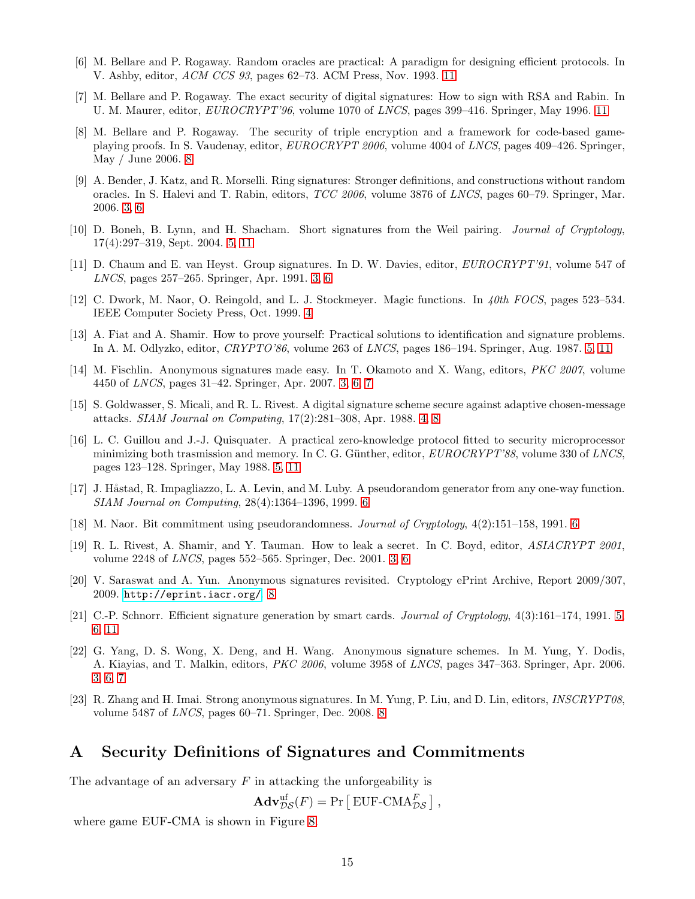[6] M. Bellare and P. Rogaway. Random oracles are practical: A paradigm for designing efficient protocols. In V. Ashby, editor, *ACM CCS 93*, pages 62–73. ACM Press, Nov. 1993. 11

[7] M. Bellare and P. Rogaway. The exact security of digital signatures: How to sign with RSA and Rabin. In U. M. Maurer, editor, *EUROCRYPT'96*, volume 1070 of *LNCS*, pages 399–416. Springer, May 1996. 11

[8] M. Bellare and P. Rogaway. The security of triple encryption and a framework for code-based game-playing proofs. In S. Vaudenay, editor, *EUROCRYPT 2006*, volume 4004 of *LNCS*, pages 409–426. Springer, May / June 2006. 8

[9] A. Bender, J. Katz, and R. Morselli. Ring signatures: Stronger definitions, and constructions without random oracles. In S. Halevi and T. Rabin, editors, *TCC 2006*, volume 3876 of *LNCS*, pages 60–79. Springer, Mar. 2006. 3, 6

[10] D. Boneh, B. Lynn, and H. Shacham. Short signatures from the Weil pairing. *Journal of Cryptology*, 17(4):297–319, Sept. 2004. 5, 11

[11] D. Chaum and E. van Heyst. Group signatures. In D. W. Davies, editor, *EUROCRYPT'91*, volume 547 of *LNCS*, pages 257–265. Springer, Apr. 1991. 3, 6

[12] C. Dwork, M. Naor, O. Reingold, and L. J. Stockmeyer. Magic functions. In *40th FOCS*, pages 523–534. IEEE Computer Society Press, Oct. 1999. 4

[13] A. Fiat and A. Shamir. How to prove yourself: Practical solutions to identification and signature problems. In A. M. Odlyzko, editor, *CRYPTO'86*, volume 263 of *LNCS*, pages 186–194. Springer, Aug. 1987. 5, 11

[14] M. Fischlin. Anonymous signatures made easy. In T. Okamoto and X. Wang, editors, *PKC 2007*, volume 4450 of *LNCS*, pages 31–42. Springer, Apr. 2007. 3, 6, 7

[15] S. Goldwasser, S. Micali, and R. L. Rivest. A digital signature scheme secure against adaptive chosen-message attacks. *SIAM Journal on Computing*, 17(2):281–308, Apr. 1988. 4, 8

[16] L. C. Guillou and J.-J. Quisquater. A practical zero-knowledge protocol fitted to security microprocessor minimizing both trasmission and memory. In C. G. Günther, editor, *EUROCRYPT'88*, volume 330 of *LNCS*, pages 123–128. Springer, May 1988. 5, 11

[17] J. Håstad, R. Impagliazzo, L. A. Levin, and M. Luby. A pseudorandom generator from any one-way function. *SIAM Journal on Computing*, 28(4):1364–1396, 1999. 6

[18] M. Naor. Bit commitment using pseudorandomness. *Journal of Cryptology*, 4(2):151–158, 1991. 6

[19] R. L. Rivest, A. Shamir, and Y. Tauman. How to leak a secret. In C. Boyd, editor, *ASIACRYPT 2001*, volume 2248 of *LNCS*, pages 552–565. Springer, Dec. 2001. 3, 6

[20] V. Saraswat and A. Yun. Anonymous signatures revisited. Cryptology ePrint Archive, Report 2009/307, 2009. http://eprint.iacr.org/. 8

[21] C.-P. Schnorr. Efficient signature generation by smart cards. *Journal of Cryptology*, 4(3):161–174, 1991. 5, 6, 11

[22] G. Yang, D. S. Wong, X. Deng, and H. Wang. Anonymous signature schemes. In M. Yung, Y. Dodis, A. Kiayias, and T. Malkin, editors, *PKC 2006*, volume 3958 of *LNCS*, pages 347–363. Springer, Apr. 2006. 3, 6, 7

[23] R. Zhang and H. Imai. Strong anonymous signatures. In M. Yung, P. Liu, and D. Lin, editors, *INSCRYPT08*, volume 5487 of *LNCS*, pages 60–71. Springer, Dec. 2008. 8

# A Security Definitions of Signatures and Commitments

The advantage of an adversary $F$ in attacking the unforgeability is

$$\mathbf{Adv}^{\mathrm{uf}}_{\mathcal{DS}}(F) = \Pr\left[\,\text{EUF-CMA}^{F}_{\mathcal{DS}}\,\right],$$

where game EUF-CMA is shown in Figure 8.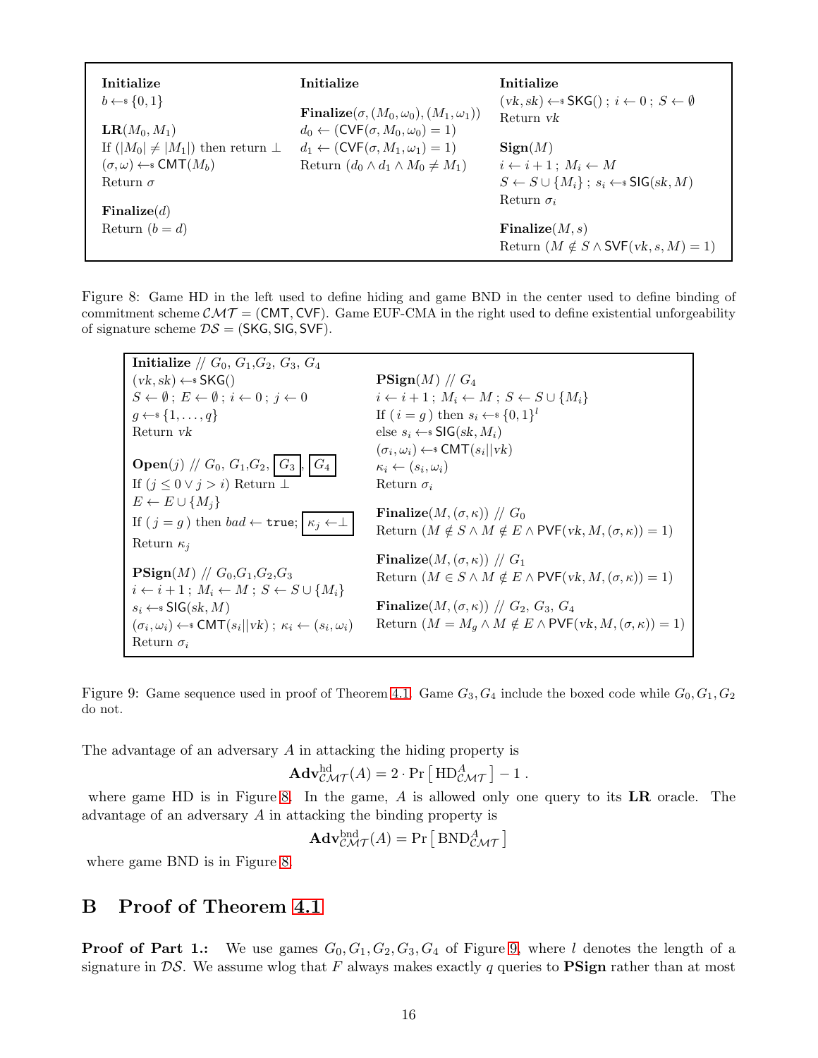```
Initialize
b ←$ {0,1}

LR(M_0, M_1)
If (|M_0| ≠ |M_1|) then return ⊥
(σ,ω) ←$ CMT(M_b)
Return σ

Finalize(d)
Return (b = d)
```

```
Initialize

Finalize(σ, (M_0, ω_0), (M_1, ω_1))
d_0 ← (CVF(σ, M_0, ω_0) = 1)
d_1 ← (CVF(σ, M_1, ω_1) = 1)
Return (d_0 ∧ d_1 ∧ M_0 ≠ M_1)
```

```
Initialize
(vk, sk) ←$ SKG() ; i ← 0 ; S ← ∅
Return vk

Sign(M)
i ← i + 1 ; M_i ← M
S ← S ∪ {M_i} ; s_i ←$ SIG(sk, M)
Return σ_i

Finalize(M, s)
Return (M ∉ S ∧ SVF(vk, s, M) = 1)
```

Figure 8: Game HD in the left used to define hiding and game BND in the center used to define binding of commitment scheme $\mathcal{CMT} = (\mathsf{CMT}, \mathsf{CVF})$. Game EUF-CMA in the right used to define existential unforgeability of signature scheme $\mathcal{DS} = (\mathsf{SKG}, \mathsf{SIG}, \mathsf{SVF})$.

```
Initialize // G_0, G_1, G_2, G_3, G_4
(vk, sk) ←$ SKG()
S ← ∅ ; E ← ∅ ; i ← 0 ; j ← 0
g ←$ {1, ..., q}
Return vk

Open(j) // G_0, G_1, G_2, [G_3], [G_4]
If (j ≤ 0 ∨ j > i) Return ⊥
E ← E ∪ {M_j}
If ( j = g ) then bad ← true; [κ_j ← ⊥]
Return κ_j

PSign(M) // G_0, G_1, G_2, G_3
i ← i + 1 ; M_i ← M ; S ← S ∪ {M_i}
s_i ←$ SIG(sk, M)
(σ_i, ω_i) ←$ CMT(s_i || vk) ; κ_i ← (s_i, ω_i)
Return σ_i

PSign(M) // G_4
i ← i + 1 ; M_i ← M ; S ← S ∪ {M_i}
If ( i = g ) then s_i ←$ {0,1}^l
else s_i ←$ SIG(sk, M_i)
(σ_i, ω_i) ←$ CMT(s_i || vk)
κ_i ← (s_i, ω_i)
Return σ_i

Finalize(M, (σ, κ)) // G_0
Return (M ∉ S ∧ M ∉ E ∧ PVF(vk, M, (σ, κ)) = 1)

Finalize(M, (σ, κ)) // G_1
Return (M ∈ S ∧ M ∉ E ∧ PVF(vk, M, (σ, κ)) = 1)

Finalize(M, (σ, κ)) // G_2, G_3, G_4
Return (M = M_g ∧ M ∉ E ∧ PVF(vk, M, (σ, κ)) = 1)
```

Figure 9: Game sequence used in proof of Theorem 4.1. Game $G_3, G_4$ include the boxed code while $G_0, G_1, G_2$ do not.

The advantage of an adversary $A$ in attacking the hiding property is

$$\mathbf{Adv}^{\mathrm{hd}}_{\mathcal{CMT}}(A) = 2 \cdot \Pr\left[\, \mathrm{HD}^{A}_{\mathcal{CMT}} \,\right] - 1 \ .$$

where game HD is in Figure 8. In the game, $A$ is allowed only one query to its **LR** oracle. The advantage of an adversary $A$ in attacking the binding property is

$$\mathbf{Adv}^{\mathrm{bnd}}_{\mathcal{CMT}}(A) = \Pr\left[\, \mathrm{BND}^{A}_{\mathcal{CMT}} \,\right]$$

where game BND is in Figure 8.

## B Proof of Theorem 4.1

**Proof of Part 1.:** We use games $G_0, G_1, G_2, G_3, G_4$ of Figure 9, where $l$ denotes the length of a signature in $\mathcal{DS}$. We assume wlog that $F$ always makes exactly $q$ queries to **PSign** rather than at most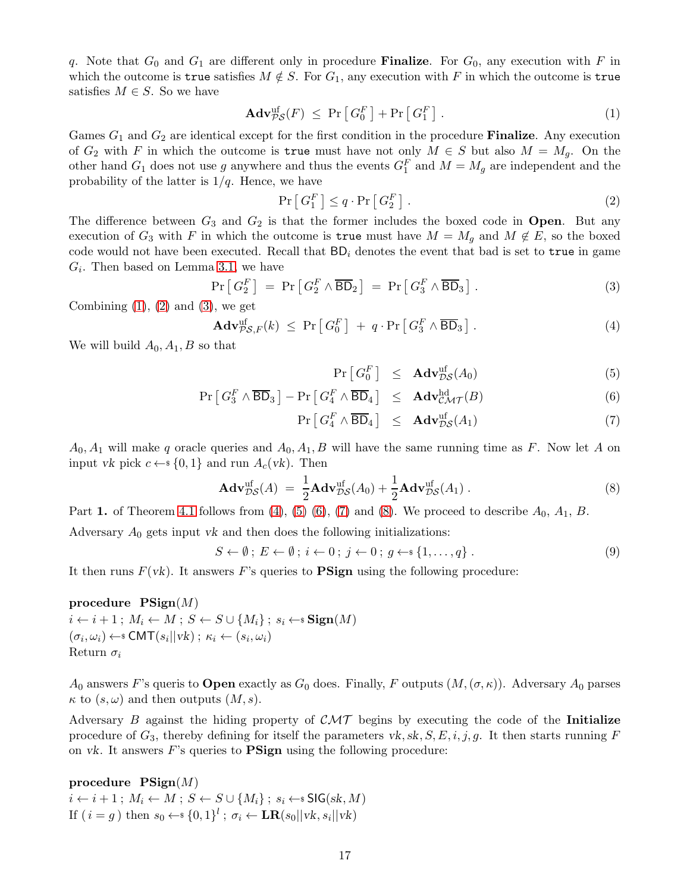$q$. Note that $G_0$ and $G_1$ are different only in procedure **Finalize**. For $G_0$, any execution with $F$ in which the outcome is `true` satisfies $M \notin S$. For $G_1$, any execution with $F$ in which the outcome is `true` satisfies $M \in S$. So we have

$$\mathbf{Adv}^{\mathrm{uf}}_{\mathcal{PS}}(F) \;\leq\; \Pr\left[\, G_0^F \,\right] + \Pr\left[\, G_1^F \,\right] . \tag{1}$$

Games $G_1$ and $G_2$ are identical except for the first condition in the procedure **Finalize**. Any execution of $G_2$ with $F$ in which the outcome is `true` must have not only $M \in S$ but also $M = M_g$. On the other hand $G_1$ does not use $g$ anywhere and thus the events $G_1^F$ and $M = M_g$ are independent and the probability of the latter is $1/q$. Hence, we have

$$\Pr\left[\, G_1^F \,\right] \leq q \cdot \Pr\left[\, G_2^F \,\right] . \tag{2}$$

The difference between $G_3$ and $G_2$ is that the former includes the boxed code in **Open**. But any execution of $G_3$ with $F$ in which the outcome is `true` must have $M = M_g$ and $M \notin E$, so the boxed code would not have been executed. Recall that $\mathsf{BD}_i$ denotes the event that bad is set to `true` in game $G_i$. Then based on Lemma 3.1, we have

$$\Pr\left[\, G_2^F \,\right] \;=\; \Pr\left[\, G_2^F \wedge \overline{\mathsf{BD}}_2 \,\right] \;=\; \Pr\left[\, G_3^F \wedge \overline{\mathsf{BD}}_3 \,\right] . \tag{3}$$

Combining (1), (2) and (3), we get

$$\mathbf{Adv}^{\mathrm{uf}}_{\mathcal{PS},F}(k) \;\leq\; \Pr\left[\, G_0^F \,\right] \;+\; q \cdot \Pr\left[\, G_3^F \wedge \overline{\mathsf{BD}}_3 \,\right] . \tag{4}$$

We will build $A_0, A_1, B$ so that

$$\Pr\left[\, G_0^F \,\right] \;\;\leq\;\; \mathbf{Adv}^{\mathrm{uf}}_{\mathcal{DS}}(A_0) \tag{5}$$

$$\Pr\left[\, G_3^F \wedge \overline{\mathsf{BD}}_3 \,\right] - \Pr\left[\, G_4^F \wedge \overline{\mathsf{BD}}_4 \,\right] \;\;\leq\;\; \mathbf{Adv}^{\mathrm{hd}}_{\mathcal{CMT}}(B) \tag{6}$$

$$\Pr\left[\, G_4^F \wedge \overline{\mathsf{BD}}_4 \,\right] \;\;\leq\;\; \mathbf{Adv}^{\mathrm{uf}}_{\mathcal{DS}}(A_1) \tag{7}$$

$A_0, A_1$ will make $q$ oracle queries and $A_0, A_1, B$ will have the same running time as $F$. Now let $A$ on input $vk$ pick $c \leftarrow\!\!\$\, \{0,1\}$ and run $A_c(vk)$. Then

$$\mathbf{Adv}^{\mathrm{uf}}_{\mathcal{DS}}(A) \;=\; \frac{1}{2}\mathbf{Adv}^{\mathrm{uf}}_{\mathcal{DS}}(A_0) + \frac{1}{2}\mathbf{Adv}^{\mathrm{uf}}_{\mathcal{DS}}(A_1) . \tag{8}$$

Part **1.** of Theorem 4.1 follows from (4), (5) (6), (7) and (8). We proceed to describe $A_0$, $A_1$, $B$.

Adversary $A_0$ gets input $vk$ and then does the following initializations:

$$S \leftarrow \emptyset \,;\; E \leftarrow \emptyset \,;\; i \leftarrow 0 \,;\; j \leftarrow 0 \,;\; g \leftarrow\!\!\$\, \{1, \ldots, q\} . \tag{9}$$

It then runs $F(vk)$. It answers $F$'s queries to **PSign** using the following procedure:

**procedure PSign**$(M)$
$i \leftarrow i+1 \,;\; M_i \leftarrow M \,;\; S \leftarrow S \cup \{M_i\} \,;\; s_i \leftarrow\!\!\$\, \mathbf{Sign}(M)$
$(\sigma_i, \omega_i) \leftarrow\!\!\$\, \mathsf{CMT}(s_i || vk) \,;\; \kappa_i \leftarrow (s_i, \omega_i)$
Return $\sigma_i$

$A_0$ answers $F$'s queris to **Open** exactly as $G_0$ does. Finally, $F$ outputs $(M, (\sigma, \kappa))$. Adversary $A_0$ parses $\kappa$ to $(s, \omega)$ and then outputs $(M, s)$.

Adversary $B$ against the hiding property of $\mathcal{CMT}$ begins by executing the code of the **Initialize** procedure of $G_3$, thereby defining for itself the parameters $vk, sk, S, E, i, j, g$. It then starts running $F$ on $vk$. It answers $F$'s queries to **PSign** using the following procedure:

**procedure PSign**$(M)$
$i \leftarrow i+1 \,;\; M_i \leftarrow M \,;\; S \leftarrow S \cup \{M_i\} \,;\; s_i \leftarrow\!\!\$\, \mathsf{SIG}(sk, M)$
If $(\, i = g \,)$ then $s_0 \leftarrow\!\!\$\, \{0,1\}^l \,;\; \sigma_i \leftarrow \mathbf{LR}(s_0||vk, s_i||vk)$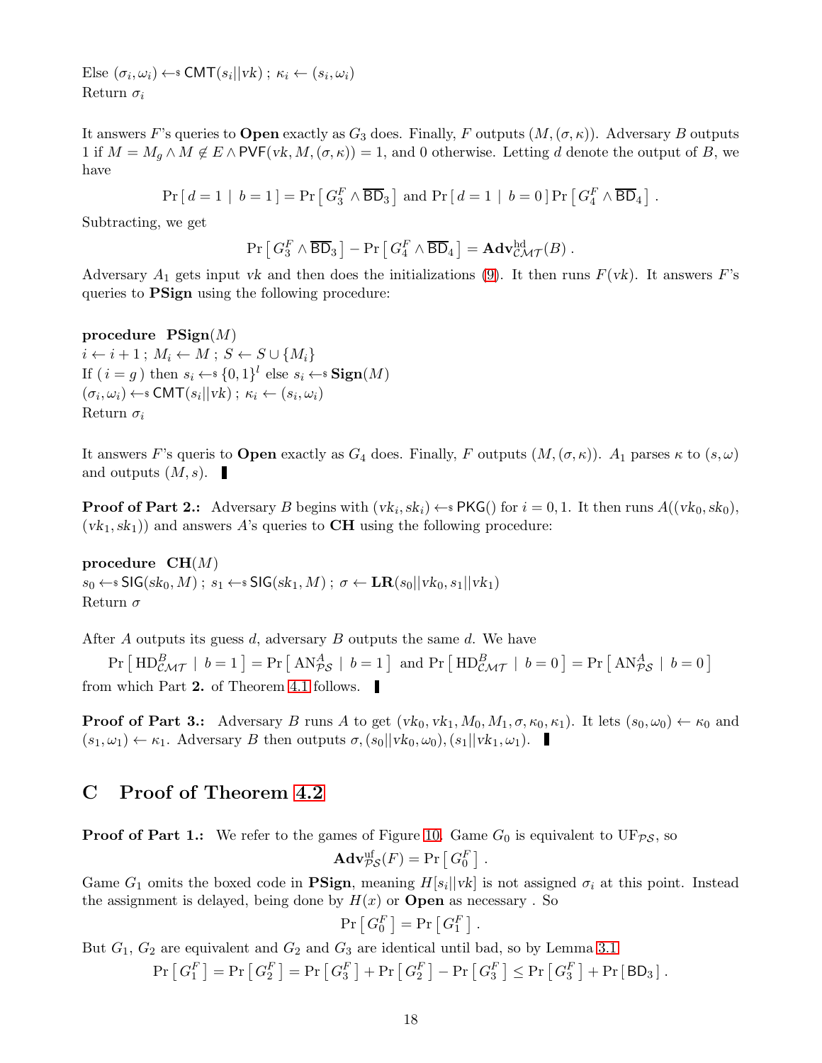Else $(\sigma_i, \omega_i) \leftarrow\$ \mathsf{CMT}(s_i || vk)$ ; $\kappa_i \leftarrow (s_i, \omega_i)$
Return $\sigma_i$

It answers $F$'s queries to **Open** exactly as $G_3$ does. Finally, $F$ outputs $(M, (\sigma, \kappa))$. Adversary $B$ outputs 1 if $M = M_g \wedge M \notin E \wedge \mathsf{PVF}(vk, M, (\sigma, \kappa)) = 1$, and 0 otherwise. Letting $d$ denote the output of $B$, we have

$$\Pr\left[\, d = 1 \mid b = 1 \,\right] = \Pr\left[\, G_3^F \wedge \overline{\mathsf{BD}}_3 \,\right] \text{ and } \Pr\left[\, d = 1 \mid b = 0 \,\right] \Pr\left[\, G_4^F \wedge \overline{\mathsf{BD}}_4 \,\right] .$$

Subtracting, we get

$$\Pr\left[\, G_3^F \wedge \overline{\mathsf{BD}}_3 \,\right] - \Pr\left[\, G_4^F \wedge \overline{\mathsf{BD}}_4 \,\right] = \mathbf{Adv}^{\mathrm{hd}}_{\mathcal{CMT}}(B) .$$

Adversary $A_1$ gets input $vk$ and then does the initializations (9). It then runs $F(vk)$. It answers $F$'s queries to **PSign** using the following procedure:

**procedure PSign**$(M)$
$i \leftarrow i + 1$ ; $M_i \leftarrow M$ ; $S \leftarrow S \cup \{M_i\}$
If $(\, i = g \,)$ then $s_i \leftarrow\$ \{0,1\}^l$ else $s_i \leftarrow\$ \mathbf{Sign}(M)$
$(\sigma_i, \omega_i) \leftarrow\$ \mathsf{CMT}(s_i || vk)$ ; $\kappa_i \leftarrow (s_i, \omega_i)$
Return $\sigma_i$

It answers $F$'s queris to **Open** exactly as $G_4$ does. Finally, $F$ outputs $(M, (\sigma, \kappa))$. $A_1$ parses $\kappa$ to $(s, \omega)$ and outputs $(M, s)$. ∎

**Proof of Part 2.:** Adversary $B$ begins with $(vk_i, sk_i) \leftarrow\$ \mathsf{PKG}()$ for $i = 0, 1$. It then runs $A((vk_0, sk_0), (vk_1, sk_1))$ and answers $A$'s queries to **CH** using the following procedure:

**procedure CH**$(M)$
$s_0 \leftarrow\$ \mathsf{SIG}(sk_0, M)$ ; $s_1 \leftarrow\$ \mathsf{SIG}(sk_1, M)$ ; $\sigma \leftarrow \mathbf{LR}(s_0 || vk_0, s_1 || vk_1)$
Return $\sigma$

After $A$ outputs its guess $d$, adversary $B$ outputs the same $d$. We have

$$\Pr\left[\, \mathrm{HD}^B_{\mathcal{CMT}} \mid b = 1 \,\right] = \Pr\left[\, \mathrm{AN}^A_{\mathcal{PS}} \mid b = 1 \,\right] \text{ and } \Pr\left[\, \mathrm{HD}^B_{\mathcal{CMT}} \mid b = 0 \,\right] = \Pr\left[\, \mathrm{AN}^A_{\mathcal{PS}} \mid b = 0 \,\right]$$

from which Part **2.** of Theorem 4.1 follows. ∎

**Proof of Part 3.:** Adversary $B$ runs $A$ to get $(vk_0, vk_1, M_0, M_1, \sigma, \kappa_0, \kappa_1)$. It lets $(s_0, \omega_0) \leftarrow \kappa_0$ and $(s_1, \omega_1) \leftarrow \kappa_1$. Adversary $B$ then outputs $\sigma, (s_0 || vk_0, \omega_0), (s_1 || vk_1, \omega_1)$. ∎

# C Proof of Theorem 4.2

**Proof of Part 1.:** We refer to the games of Figure 10. Game $G_0$ is equivalent to $\mathrm{UF}_{\mathcal{PS}}$, so

$$\mathbf{Adv}^{\mathrm{uf}}_{\mathcal{PS}}(F) = \Pr\left[\, G_0^F \,\right] .$$

Game $G_1$ omits the boxed code in **PSign**, meaning $H[s_i || vk]$ is not assigned $\sigma_i$ at this point. Instead the assignment is delayed, being done by $H(x)$ or **Open** as necessary . So

$$\Pr\left[\, G_0^F \,\right] = \Pr\left[\, G_1^F \,\right] .$$

But $G_1$, $G_2$ are equivalent and $G_2$ and $G_3$ are identical until bad, so by Lemma 3.1

$$\Pr\left[\, G_1^F \,\right] = \Pr\left[\, G_2^F \,\right] = \Pr\left[\, G_3^F \,\right] + \Pr\left[\, G_2^F \,\right] - \Pr\left[\, G_3^F \,\right] \leq \Pr\left[\, G_3^F \,\right] + \Pr\left[\, \mathsf{BD}_3 \,\right] .$$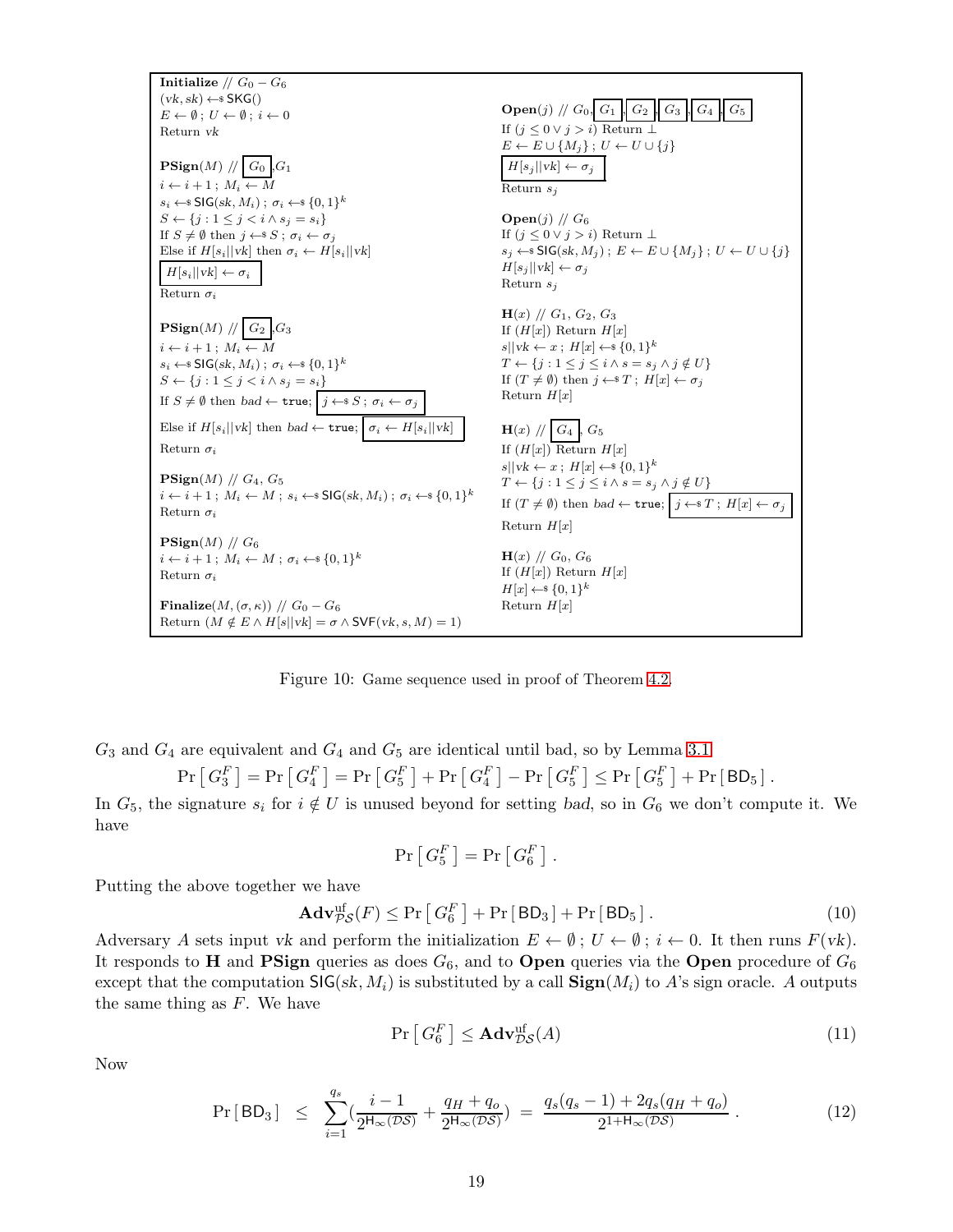**Initialize** // $G_0 - G_6$
$(vk, sk) \leftarrow\$ \mathsf{SKG}()$
$E \leftarrow \emptyset$ ; $U \leftarrow \emptyset$ ; $i \leftarrow 0$
Return $vk$

**PSign**($M$) // $\boxed{G_0}$, $G_1$
$i \leftarrow i + 1$ ; $M_i \leftarrow M$
$s_i \leftarrow\$ \mathsf{SIG}(sk, M_i)$ ; $\sigma_i \leftarrow\$ \{0,1\}^k$
$S \leftarrow \{j : 1 \le j < i \wedge s_j = s_i\}$
If $S \ne \emptyset$ then $j \leftarrow\$ S$ ; $\sigma_i \leftarrow \sigma_j$
Else if $H[s_i \| vk]$ then $\sigma_i \leftarrow H[s_i \| vk]$
$\boxed{H[s_i \| vk] \leftarrow \sigma_i}$
Return $\sigma_i$

**PSign**($M$) // $\boxed{G_2}$, $G_3$
$i \leftarrow i + 1$ ; $M_i \leftarrow M$
$s_i \leftarrow\$ \mathsf{SIG}(sk, M_i)$ ; $\sigma_i \leftarrow\$ \{0,1\}^k$
$S \leftarrow \{j : 1 \le j < i \wedge s_j = s_i\}$
If $S \ne \emptyset$ then $bad \leftarrow \mathtt{true}$; $\boxed{j \leftarrow\$ S \,;\, \sigma_i \leftarrow \sigma_j}$
Else if $H[s_i \| vk]$ then $bad \leftarrow \mathtt{true}$; $\boxed{\sigma_i \leftarrow H[s_i \| vk]}$
Return $\sigma_i$

**PSign**($M$) // $G_4$, $G_5$
$i \leftarrow i + 1$ ; $M_i \leftarrow M$ ; $s_i \leftarrow\$ \mathsf{SIG}(sk, M_i)$ ; $\sigma_i \leftarrow\$ \{0,1\}^k$
Return $\sigma_i$

**PSign**($M$) // $G_6$
$i \leftarrow i + 1$ ; $M_i \leftarrow M$ ; $\sigma_i \leftarrow\$ \{0,1\}^k$
Return $\sigma_i$

**Finalize**($M, (\sigma, \kappa)$) // $G_0 - G_6$
Return $(M \notin E \wedge H[s \| vk] = \sigma \wedge \mathsf{SVF}(vk, s, M) = 1)$

**Open**($j$) // $G_0$, $\boxed{G_1}$, $\boxed{G_2}$, $\boxed{G_3}$, $\boxed{G_4}$, $\boxed{G_5}$
If $(j \le 0 \vee j > i)$ Return $\perp$
$E \leftarrow E \cup \{M_j\}$ ; $U \leftarrow U \cup \{j\}$
$\boxed{H[s_j \| vk] \leftarrow \sigma_j}$
Return $s_j$

**Open**($j$) // $G_6$
If $(j \le 0 \vee j > i)$ Return $\perp$
$s_j \leftarrow\$ \mathsf{SIG}(sk, M_j)$ ; $E \leftarrow E \cup \{M_j\}$ ; $U \leftarrow U \cup \{j\}$
$H[s_j \| vk] \leftarrow \sigma_j$
Return $s_j$

**H**($x$) // $G_1$, $G_2$, $G_3$
If $(H[x])$ Return $H[x]$
$s \| vk \leftarrow x$ ; $H[x] \leftarrow\$ \{0,1\}^k$
$T \leftarrow \{j : 1 \le j \le i \wedge s = s_j \wedge j \notin U\}$
If $(T \ne \emptyset)$ then $j \leftarrow\$ T$ ; $H[x] \leftarrow \sigma_j$
Return $H[x]$

**H**($x$) // $\boxed{G_4}$, $G_5$
If $(H[x])$ Return $H[x]$
$s \| vk \leftarrow x$ ; $H[x] \leftarrow\$ \{0,1\}^k$
$T \leftarrow \{j : 1 \le j \le i \wedge s = s_j \wedge j \notin U\}$
If $(T \ne \emptyset)$ then $bad \leftarrow \mathtt{true}$; $\boxed{j \leftarrow\$ T \,;\, H[x] \leftarrow \sigma_j}$
Return $H[x]$

**H**($x$) // $G_0$, $G_6$
If $(H[x])$ Return $H[x]$
$H[x] \leftarrow\$ \{0,1\}^k$
Return $H[x]$

Figure 10: Game sequence used in proof of Theorem 4.2.

$G_3$ and $G_4$ are equivalent and $G_4$ and $G_5$ are identical until bad, so by Lemma 3.1

$$\Pr\left[\,G_3^F\,\right] = \Pr\left[\,G_4^F\,\right] = \Pr\left[\,G_5^F\,\right] + \Pr\left[\,G_4^F\,\right] - \Pr\left[\,G_5^F\,\right] \le \Pr\left[\,G_5^F\,\right] + \Pr\left[\,\mathsf{BD}_5\,\right].$$

In $G_5$, the signature $s_i$ for $i \notin U$ is unused beyond for setting *bad*, so in $G_6$ we don't compute it. We have

$$\Pr\left[\,G_5^F\,\right] = \Pr\left[\,G_6^F\,\right].$$

Putting the above together we have

$$\mathbf{Adv}^{\mathrm{uf}}_{\mathcal{PS}}(F) \le \Pr\left[\,G_6^F\,\right] + \Pr\left[\,\mathsf{BD}_3\,\right] + \Pr\left[\,\mathsf{BD}_5\,\right]. \tag{10}$$

Adversary $A$ sets input $vk$ and perform the initialization $E \leftarrow \emptyset$ ; $U \leftarrow \emptyset$ ; $i \leftarrow 0$. It then runs $F(vk)$. It responds to **H** and **PSign** queries as does $G_6$, and to **Open** queries via the **Open** procedure of $G_6$ except that the computation $\mathsf{SIG}(sk, M_i)$ is substituted by a call $\mathbf{Sign}(M_i)$ to $A$'s sign oracle. $A$ outputs the same thing as $F$. We have

$$\Pr\left[\,G_6^F\,\right] \le \mathbf{Adv}^{\mathrm{uf}}_{\mathcal{DS}}(A) \tag{11}$$

Now

$$\Pr\left[\,\mathsf{BD}_3\,\right] \;\le\; \sum_{i=1}^{q_s}\left(\frac{i-1}{2^{\mathsf{H}_\infty(\mathcal{DS})}} + \frac{q_H + q_o}{2^{\mathsf{H}_\infty(\mathcal{DS})}}\right) \;=\; \frac{q_s(q_s-1) + 2q_s(q_H + q_o)}{2^{1+\mathsf{H}_\infty(\mathcal{DS})}}. \tag{12}$$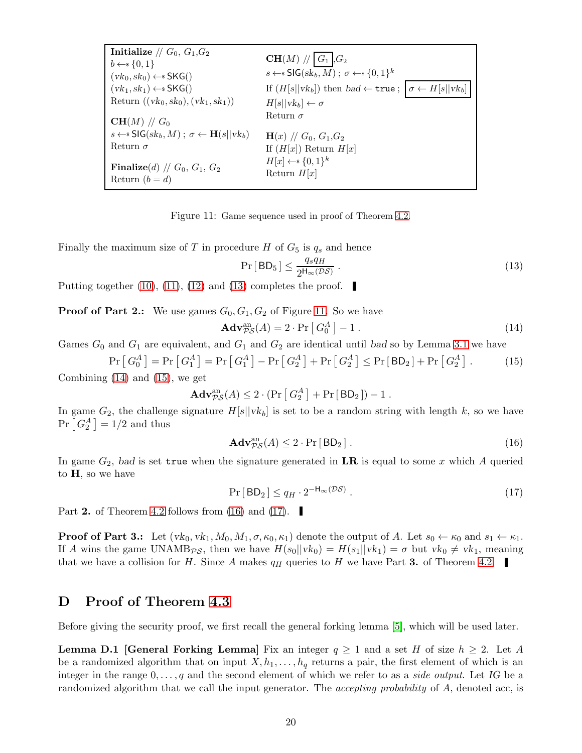```
Initialize // G0, G1,G2                      CH(M) // [G1],G2
b ←$ {0,1}                                   s ←$ SIG(sk_b, M) ; σ ←$ {0,1}^k
(vk0, sk0) ←$ SKG()                          If (H[s||vk_b]) then bad ← true ; [σ ← H[s||vk_b]]
(vk1, sk1) ←$ SKG()                          H[s||vk_b] ← σ
Return ((vk0, sk0), (vk1, sk1))              Return σ

CH(M) // G0                                  H(x) // G0, G1,G2
s ←$ SIG(sk_b, M) ; σ ← H(s||vk_b)           If (H[x]) Return H[x]
Return σ                                     H[x] ←$ {0,1}^k
                                             Return H[x]
Finalize(d) // G0, G1, G2
Return (b = d)
```

Figure 11: Game sequence used in proof of Theorem 4.2.

Finally the maximum size of $T$ in procedure $H$ of $G_5$ is $q_s$ and hence

$$\Pr[\,\mathsf{BD}_5\,] \leq \frac{q_s q_H}{2^{\mathsf{H}_\infty(\mathcal{DS})}} \,. \tag{13}$$

Putting together (10), (11), (12) and (13) completes the proof. ∎

**Proof of Part 2.:** We use games $G_0, G_1, G_2$ of Figure 11. So we have

$$\mathbf{Adv}^{\mathrm{an}}_{\mathcal{PS}}(A) = 2 \cdot \Pr\left[\,G_0^A\,\right] - 1\,. \tag{14}$$

Games $G_0$ and $G_1$ are equivalent, and $G_1$ and $G_2$ are identical until *bad* so by Lemma 3.1 we have

$$\Pr\left[\,G_0^A\,\right] = \Pr\left[\,G_1^A\,\right] = \Pr\left[\,G_1^A\,\right] - \Pr\left[\,G_2^A\,\right] + \Pr\left[\,G_2^A\,\right] \leq \Pr[\,\mathsf{BD}_2\,] + \Pr\left[\,G_2^A\,\right]\,. \tag{15}$$

Combining (14) and (15), we get

$$\mathbf{Adv}^{\mathrm{an}}_{\mathcal{PS}}(A) \leq 2 \cdot (\Pr\left[\,G_2^A\,\right] + \Pr[\,\mathsf{BD}_2\,]) - 1\,.$$

In game $G_2$, the challenge signature $H[s||vk_b]$ is set to be a random string with length $k$, so we have $\Pr\left[\,G_2^A\,\right] = 1/2$ and thus

$$\mathbf{Adv}^{\mathrm{an}}_{\mathcal{PS}}(A) \leq 2 \cdot \Pr[\,\mathsf{BD}_2\,]\,. \tag{16}$$

In game $G_2$, *bad* is set `true` when the signature generated in **LR** is equal to some $x$ which $A$ queried to **H**, so we have

$$\Pr[\,\mathsf{BD}_2\,] \leq q_H \cdot 2^{-\mathsf{H}_\infty(\mathcal{DS})}\,. \tag{17}$$

Part **2.** of Theorem 4.2 follows from (16) and (17). ∎

**Proof of Part 3.:** Let $(vk_0, vk_1, M_0, M_1, \sigma, \kappa_0, \kappa_1)$ denote the output of $A$. Let $s_0 \leftarrow \kappa_0$ and $s_1 \leftarrow \kappa_1$. If $A$ wins the game $\mathrm{UNAMB}_{\mathcal{PS}}$, then we have $H(s_0||vk_0) = H(s_1||vk_1) = \sigma$ but $vk_0 \neq vk_1$, meaning that we have a collision for $H$. Since $A$ makes $q_H$ queries to $H$ we have Part **3.** of Theorem 4.2. ∎

## D Proof of Theorem 4.3

Before giving the security proof, we first recall the general forking lemma [5], which will be used later.

**Lemma D.1 [General Forking Lemma]** Fix an integer $q \geq 1$ and a set $H$ of size $h \geq 2$. Let $A$ be a randomized algorithm that on input $X, h_1, \ldots, h_q$ returns a pair, the first element of which is an integer in the range $0, \ldots, q$ and the second element of which we refer to as a *side output*. Let $IG$ be a randomized algorithm that we call the input generator. The *accepting probability* of $A$, denoted acc, is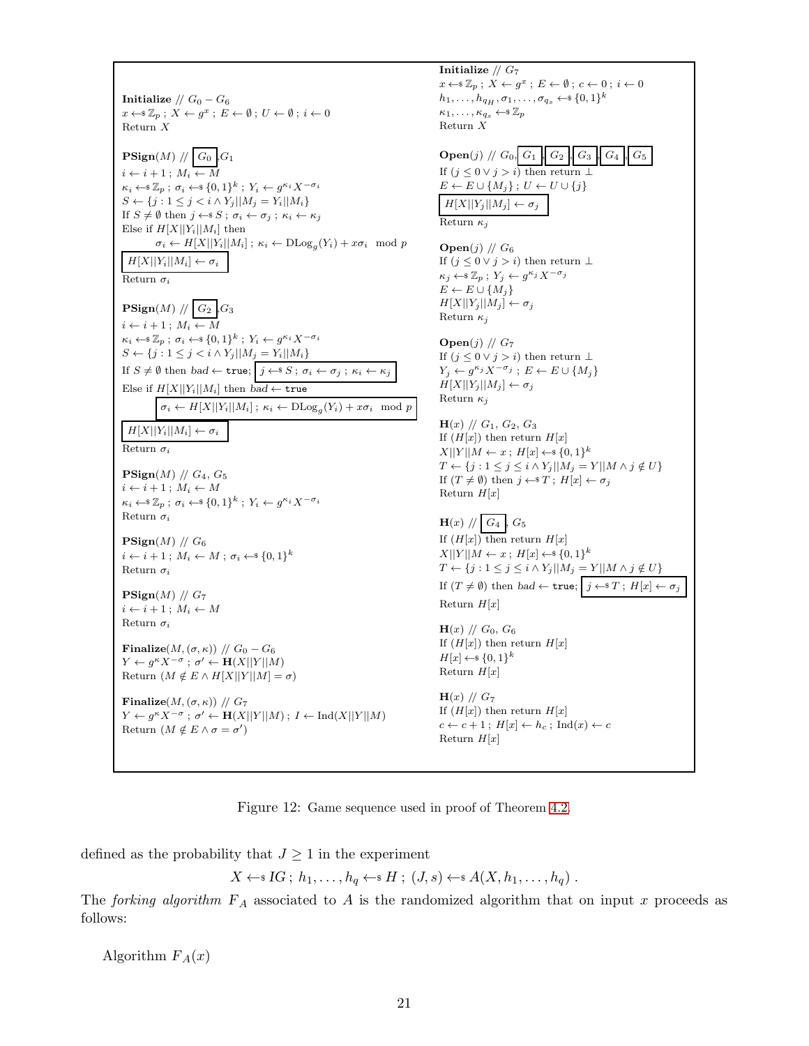**Initialize** // $G_0 - G_6$
$x \leftarrow_\$ \mathbb{Z}_p$ ; $X \leftarrow g^x$ ; $E \leftarrow \emptyset$ ; $U \leftarrow \emptyset$ ; $i \leftarrow 0$
Return $X$

**PSign**($M$) // $\boxed{G_0}$, $G_1$
$i \leftarrow i+1$ ; $M_i \leftarrow M$
$\kappa_i \leftarrow_\$ \mathbb{Z}_p$ ; $\sigma_i \leftarrow_\$ \{0,1\}^k$ ; $Y_i \leftarrow g^{\kappa_i} X^{-\sigma_i}$
$S \leftarrow \{j : 1 \le j < i \wedge Y_j \| M_j = Y_i \| M_i\}$
If $S \neq \emptyset$ then $j \leftarrow_\$ S$ ; $\sigma_i \leftarrow \sigma_j$ ; $\kappa_i \leftarrow \kappa_j$
Else if $H[X\|Y_i\|M_i]$ then
  $\sigma_i \leftarrow H[X\|Y_i\|M_i]$ ; $\kappa_i \leftarrow \mathrm{DLog}_g(Y_i) + x\sigma_i \mod p$
$\boxed{H[X\|Y_i\|M_i] \leftarrow \sigma_i}$
Return $\sigma_i$

**PSign**($M$) // $\boxed{G_2}$, $G_3$
$i \leftarrow i+1$ ; $M_i \leftarrow M$
$\kappa_i \leftarrow_\$ \mathbb{Z}_p$ ; $\sigma_i \leftarrow_\$ \{0,1\}^k$ ; $Y_i \leftarrow g^{\kappa_i} X^{-\sigma_i}$
$S \leftarrow \{j : 1 \le j < i \wedge Y_j \| M_j = Y_i \| M_i\}$
If $S \neq \emptyset$ then $bad \leftarrow$ `true`; $\boxed{j \leftarrow_\$ S ; \sigma_i \leftarrow \sigma_j ; \kappa_i \leftarrow \kappa_j}$
Else if $H[X\|Y_i\|M_i]$ then $bad \leftarrow$ `true`
  $\boxed{\sigma_i \leftarrow H[X\|Y_i\|M_i] ; \kappa_i \leftarrow \mathrm{DLog}_g(Y_i) + x\sigma_i \mod p}$
$\boxed{H[X\|Y_i\|M_i] \leftarrow \sigma_i}$
Return $\sigma_i$

**PSign**($M$) // $G_4$, $G_5$
$i \leftarrow i+1$ ; $M_i \leftarrow M$
$\kappa_i \leftarrow_\$ \mathbb{Z}_p$ ; $\sigma_i \leftarrow_\$ \{0,1\}^k$ ; $Y_i \leftarrow g^{\kappa_i} X^{-\sigma_i}$
Return $\sigma_i$

**PSign**($M$) // $G_6$
$i \leftarrow i+1$ ; $M_i \leftarrow M$ ; $\sigma_i \leftarrow_\$ \{0,1\}^k$
Return $\sigma_i$

**PSign**($M$) // $G_7$
$i \leftarrow i+1$ ; $M_i \leftarrow M$
Return $\sigma_i$

**Finalize**($M, (\sigma, \kappa)$) // $G_0 - G_6$
$Y \leftarrow g^\kappa X^{-\sigma}$ ; $\sigma' \leftarrow \mathbf{H}(X\|Y\|M)$
Return $(M \notin E \wedge H[X\|Y\|M] = \sigma)$

**Finalize**($M, (\sigma, \kappa)$) // $G_7$
$Y \leftarrow g^\kappa X^{-\sigma}$ ; $\sigma' \leftarrow \mathbf{H}(X\|Y\|M)$ ; $I \leftarrow \mathrm{Ind}(X\|Y\|M)$
Return $(M \notin E \wedge \sigma = \sigma')$

**Initialize** // $G_7$
$x \leftarrow_\$ \mathbb{Z}_p$ ; $X \leftarrow g^x$ ; $E \leftarrow \emptyset$ ; $c \leftarrow 0$ ; $i \leftarrow 0$
$h_1, \ldots, h_{q_H}, \sigma_1, \ldots, \sigma_{q_s} \leftarrow_\$ \{0,1\}^k$
$\kappa_1, \ldots, \kappa_{q_s} \leftarrow_\$ \mathbb{Z}_p$
Return $X$

**Open**($j$) // $G_0$, $\boxed{G_1}$, $\boxed{G_2}$, $\boxed{G_3}$, $\boxed{G_4}$, $\boxed{G_5}$
If $(j \le 0 \vee j > i)$ then return $\perp$
$E \leftarrow E \cup \{M_j\}$ ; $U \leftarrow U \cup \{j\}$
$\boxed{H[X\|Y_j\|M_j] \leftarrow \sigma_j}$
Return $\kappa_j$

**Open**($j$) // $G_6$
If $(j \le 0 \vee j > i)$ then return $\perp$
$\kappa_j \leftarrow_\$ \mathbb{Z}_p$ ; $Y_j \leftarrow g^{\kappa_j} X^{-\sigma_j}$
$E \leftarrow E \cup \{M_j\}$
$H[X\|Y_j\|M_j] \leftarrow \sigma_j$
Return $\kappa_j$

**Open**($j$) // $G_7$
If $(j \le 0 \vee j > i)$ then return $\perp$
$Y_j \leftarrow g^{\kappa_j} X^{-\sigma_j}$ ; $E \leftarrow E \cup \{M_j\}$
$H[X\|Y_j\|M_j] \leftarrow \sigma_j$
Return $\kappa_j$

**H**($x$) // $G_1$, $G_2$, $G_3$
If $(H[x])$ then return $H[x]$
$X\|Y\|M \leftarrow x$ ; $H[x] \leftarrow_\$ \{0,1\}^k$
$T \leftarrow \{j : 1 \le j \le i \wedge Y_j\|M_j = Y\|M \wedge j \notin U\}$
If $(T \neq \emptyset)$ then $j \leftarrow_\$ T$ ; $H[x] \leftarrow \sigma_j$
Return $H[x]$

**H**($x$) // $\boxed{G_4}$, $G_5$
If $(H[x])$ then return $H[x]$
$X\|Y\|M \leftarrow x$ ; $H[x] \leftarrow_\$ \{0,1\}^k$
$T \leftarrow \{j : 1 \le j \le i \wedge Y_j\|M_j = Y\|M \wedge j \notin U\}$
If $(T \neq \emptyset)$ then $bad \leftarrow$ `true`; $\boxed{j \leftarrow_\$ T ; H[x] \leftarrow \sigma_j}$
Return $H[x]$

**H**($x$) // $G_0$, $G_6$
If $(H[x])$ then return $H[x]$
$H[x] \leftarrow_\$ \{0,1\}^k$
Return $H[x]$

**H**($x$) // $G_7$
If $(H[x])$ then return $H[x]$
$c \leftarrow c+1$ ; $H[x] \leftarrow h_c$ ; $\mathrm{Ind}(x) \leftarrow c$
Return $H[x]$

Figure 12: Game sequence used in proof of Theorem 4.2.

defined as the probability that $J \geq 1$ in the experiment

$$X \leftarrow_\$ IG \,;\; h_1, \ldots, h_q \leftarrow_\$ H \,;\; (J, s) \leftarrow_\$ A(X, h_1, \ldots, h_q) \,.$$

The *forking algorithm* $F_A$ associated to $A$ is the randomized algorithm that on input $x$ proceeds as follows:

Algorithm $F_A(x)$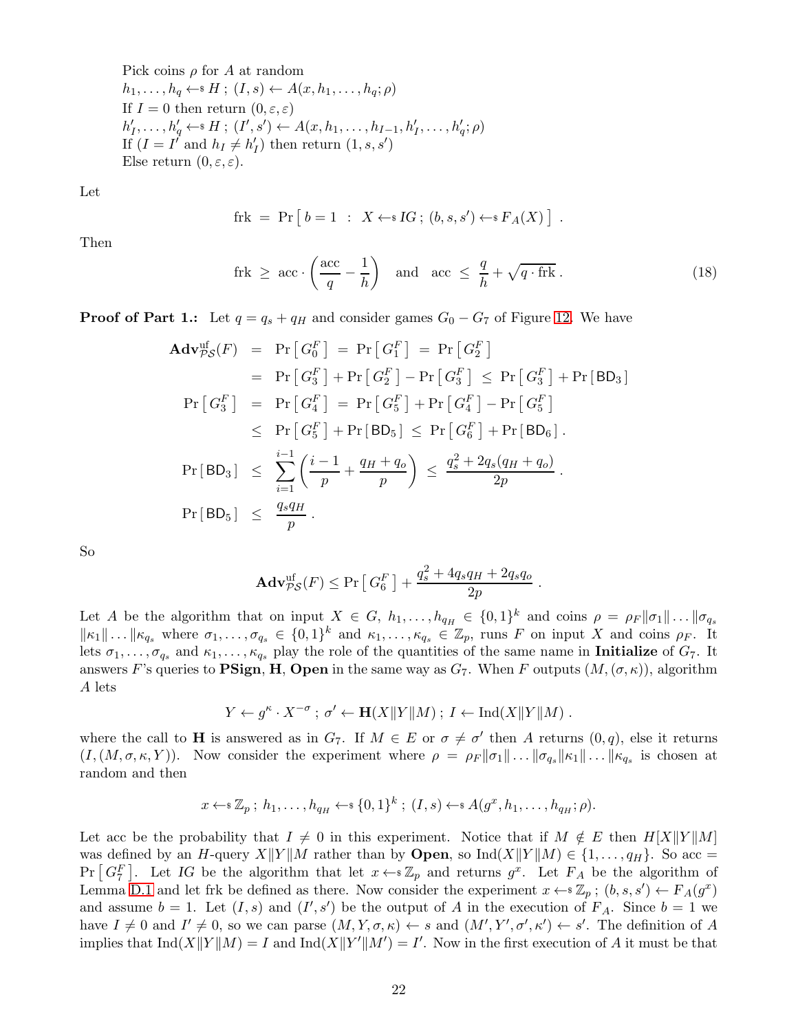Pick coins $\rho$ for $A$ at random
$h_1, \ldots, h_q \leftarrow\$ H$ ; $(I, s) \leftarrow A(x, h_1, \ldots, h_q; \rho)$
If $I = 0$ then return $(0, \varepsilon, \varepsilon)$
$h'_I, \ldots, h'_q \leftarrow\$ H$ ; $(I', s') \leftarrow A(x, h_1, \ldots, h_{I-1}, h'_I, \ldots, h'_q; \rho)$
If $(I = I'$ and $h_I \neq h'_I)$ then return $(1, s, s')$
Else return $(0, \varepsilon, \varepsilon)$.

Let

$$\text{frk} \;=\; \Pr\left[\, b = 1 \;:\; X \leftarrow\$ IG\,;\, (b, s, s') \leftarrow\$ F_A(X) \,\right] \;.$$

Then

$$\text{frk} \;\geq\; \text{acc} \cdot \left( \frac{\text{acc}}{q} - \frac{1}{h} \right) \quad \text{and} \quad \text{acc} \;\leq\; \frac{q}{h} + \sqrt{q \cdot \text{frk}}\,. \tag{18}$$

**Proof of Part 1.:** Let $q = q_s + q_H$ and consider games $G_0 - G_7$ of Figure 12. We have

$$\begin{aligned}
\mathbf{Adv}^{\text{uf}}_{\mathcal{PS}}(F) &= \Pr\left[\, G_0^F \,\right] \;=\; \Pr\left[\, G_1^F \,\right] \;=\; \Pr\left[\, G_2^F \,\right] \\
&= \Pr\left[\, G_3^F \,\right] + \Pr\left[\, G_2^F \,\right] - \Pr\left[\, G_3^F \,\right] \;\leq\; \Pr\left[\, G_3^F \,\right] + \Pr\left[\, \mathsf{BD}_3 \,\right] \\
\Pr\left[\, G_3^F \,\right] &= \Pr\left[\, G_4^F \,\right] \;=\; \Pr\left[\, G_5^F \,\right] + \Pr\left[\, G_4^F \,\right] - \Pr\left[\, G_5^F \,\right] \\
&\leq \Pr\left[\, G_5^F \,\right] + \Pr\left[\, \mathsf{BD}_5 \,\right] \;\leq\; \Pr\left[\, G_6^F \,\right] + \Pr\left[\, \mathsf{BD}_6 \,\right]. \\
\Pr\left[\, \mathsf{BD}_3 \,\right] &\leq \sum_{i=1}^{i-1} \left( \frac{i-1}{p} + \frac{q_H + q_o}{p} \right) \;\leq\; \frac{q_s^2 + 2q_s(q_H + q_o)}{2p}\,. \\
\Pr\left[\, \mathsf{BD}_5 \,\right] &\leq \frac{q_s q_H}{p}\,.
\end{aligned}$$

So

$$\mathbf{Adv}^{\text{uf}}_{\mathcal{PS}}(F) \leq \Pr\left[\, G_6^F \,\right] + \frac{q_s^2 + 4q_s q_H + 2q_s q_o}{2p}\,.$$

Let $A$ be the algorithm that on input $X \in G$, $h_1, \ldots, h_{q_H} \in \{0,1\}^k$ and coins $\rho = \rho_F \| \sigma_1 \| \ldots \| \sigma_{q_s} \| \kappa_1 \| \ldots \| \kappa_{q_s}$ where $\sigma_1, \ldots, \sigma_{q_s} \in \{0,1\}^k$ and $\kappa_1, \ldots, \kappa_{q_s} \in \mathbb{Z}_p$, runs $F$ on input $X$ and coins $\rho_F$. It lets $\sigma_1, \ldots, \sigma_{q_s}$ and $\kappa_1, \ldots, \kappa_{q_s}$ play the role of the quantities of the same name in **Initialize** of $G_7$. It answers $F$'s queries to **PSign**, **H**, **Open** in the same way as $G_7$. When $F$ outputs $(M, (\sigma, \kappa))$, algorithm $A$ lets

$$Y \leftarrow g^{\kappa} \cdot X^{-\sigma}\,;\; \sigma' \leftarrow \mathbf{H}(X \| Y \| M)\,;\; I \leftarrow \text{Ind}(X \| Y \| M)\,.$$

where the call to $\mathbf{H}$ is answered as in $G_7$. If $M \in E$ or $\sigma \neq \sigma'$ then $A$ returns $(0, q)$, else it returns $(I, (M, \sigma, \kappa, Y))$. Now consider the experiment where $\rho = \rho_F \| \sigma_1 \| \ldots \| \sigma_{q_s} \| \kappa_1 \| \ldots \| \kappa_{q_s}$ is chosen at random and then

$$x \leftarrow\$ \mathbb{Z}_p\,;\; h_1, \ldots, h_{q_H} \leftarrow\$ \{0,1\}^k\,;\; (I, s) \leftarrow\$ A(g^x, h_1, \ldots, h_{q_H}; \rho).$$

Let acc be the probability that $I \neq 0$ in this experiment. Notice that if $M \notin E$ then $H[X \| Y \| M]$ was defined by an $H$-query $X \| Y \| M$ rather than by **Open**, so $\text{Ind}(X \| Y \| M) \in \{1, \ldots, q_H\}$. So acc $=$ $\Pr\left[\, G_7^F \,\right]$. Let $IG$ be the algorithm that let $x \leftarrow\$ \mathbb{Z}_p$ and returns $g^x$. Let $F_A$ be the algorithm of Lemma D.1 and let frk be defined as there. Now consider the experiment $x \leftarrow\$ \mathbb{Z}_p\,;\, (b, s, s') \leftarrow F_A(g^x)$ and assume $b = 1$. Let $(I, s)$ and $(I', s')$ be the output of $A$ in the execution of $F_A$. Since $b = 1$ we have $I \neq 0$ and $I' \neq 0$, so we can parse $(M, Y, \sigma, \kappa) \leftarrow s$ and $(M', Y', \sigma', \kappa') \leftarrow s'$. The definition of $A$ implies that $\text{Ind}(X \| Y \| M) = I$ and $\text{Ind}(X \| Y' \| M') = I'$. Now in the first execution of $A$ it must be that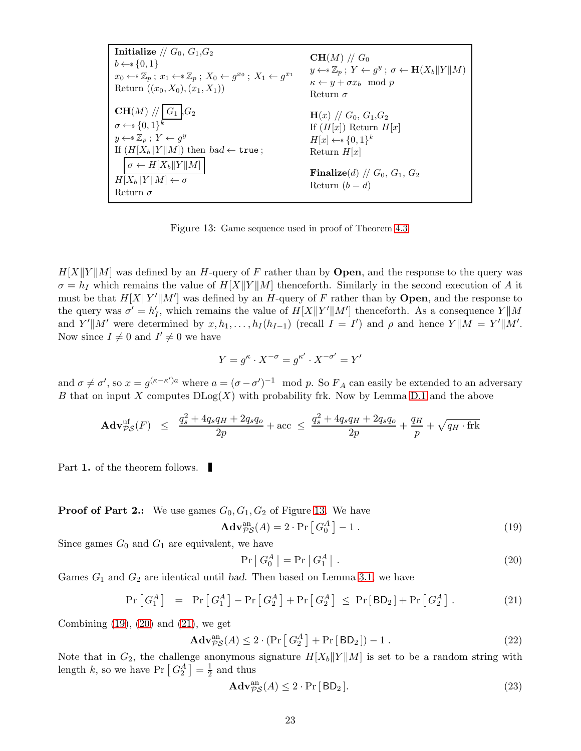```
Initialize // G_0, G_1,G_2
b ←$ {0,1}
x_0 ←$ Z_p ; x_1 ←$ Z_p ; X_0 ← g^{x_0} ; X_1 ← g^{x_1}
Return ((x_0, X_0), (x_1, X_1))

CH(M) // [G_1] ,G_2
σ ←$ {0,1}^k
y ←$ Z_p ; Y ← g^y
If (H[X_b‖Y‖M]) then bad ← true ;
  [σ ← H[X_b‖Y‖M]]
H[X_b‖Y‖M] ← σ
Return σ

CH(M) // G_0
y ←$ Z_p ; Y ← g^y ; σ ← H(X_b‖Y‖M)
κ ← y + σx_b  mod p
Return σ

H(x) // G_0, G_1,G_2
If (H[x]) Return H[x]
H[x] ←$ {0,1}^k
Return H[x]

Finalize(d) // G_0, G_1, G_2
Return (b = d)
```

Figure 13: Game sequence used in proof of Theorem 4.3.

$H[X\|Y\|M]$ was defined by an $H$-query of $F$ rather than by **Open**, and the response to the query was $\sigma = h_I$ which remains the value of $H[X\|Y\|M]$ thenceforth. Similarly in the second execution of $A$ it must be that $H[X\|Y'\|M']$ was defined by an $H$-query of $F$ rather than by **Open**, and the response to the query was $\sigma' = h'_I$, which remains the value of $H[X\|Y'\|M']$ thenceforth. As a consequence $Y\|M$ and $Y'\|M'$ were determined by $x, h_1, \ldots, h_I(h_{I-1})$ (recall $I = I'$) and $\rho$ and hence $Y\|M = Y'\|M'$. Now since $I \neq 0$ and $I' \neq 0$ we have

$$Y = g^{\kappa} \cdot X^{-\sigma} = g^{\kappa'} \cdot X^{-\sigma'} = Y'$$

and $\sigma \neq \sigma'$, so $x = g^{(\kappa-\kappa')a}$ where $a = (\sigma - \sigma')^{-1} \mod p$. So $F_A$ can easily be extended to an adversary $B$ that on input $X$ computes $\mathrm{DLog}(X)$ with probability frk. Now by Lemma D.1 and the above

$$\mathbf{Adv}^{\mathrm{uf}}_{\mathcal{PS}}(F) \;\leq\; \frac{q_s^2 + 4q_sq_H + 2q_sq_o}{2p} + \mathrm{acc} \;\leq\; \frac{q_s^2 + 4q_sq_H + 2q_sq_o}{2p} + \frac{q_H}{p} + \sqrt{q_H \cdot \mathrm{frk}}$$

Part **1.** of the theorem follows. ∎

**Proof of Part 2.:** We use games $G_0, G_1, G_2$ of Figure 13. We have

$$\mathbf{Adv}^{\mathrm{an}}_{\mathcal{PS}}(A) = 2 \cdot \Pr\left[\,G_0^A\,\right] - 1\,. \tag{19}$$

Since games $G_0$ and $G_1$ are equivalent, we have

$$\Pr\left[\,G_0^A\,\right] = \Pr\left[\,G_1^A\,\right]. \tag{20}$$

Games $G_1$ and $G_2$ are identical until *bad*. Then based on Lemma 3.1, we have

$$\Pr\left[\,G_1^A\,\right] \;=\; \Pr\left[\,G_1^A\,\right] - \Pr\left[\,G_2^A\,\right] + \Pr\left[\,G_2^A\,\right] \;\leq\; \Pr\left[\,\mathsf{BD}_2\,\right] + \Pr\left[\,G_2^A\,\right]. \tag{21}$$

Combining (19), (20) and (21), we get

$$\mathbf{Adv}^{\mathrm{an}}_{\mathcal{PS}}(A) \leq 2 \cdot (\Pr\left[\,G_2^A\,\right] + \Pr\left[\,\mathsf{BD}_2\,\right]) - 1\,. \tag{22}$$

Note that in $G_2$, the challenge anonymous signature $H[X_b\|Y\|M]$ is set to be a random string with length $k$, so we have $\Pr\left[\,G_2^A\,\right] = \frac{1}{2}$ and thus

$$\mathbf{Adv}^{\mathrm{an}}_{\mathcal{PS}}(A) \leq 2 \cdot \Pr\left[\,\mathsf{BD}_2\,\right]. \tag{23}$$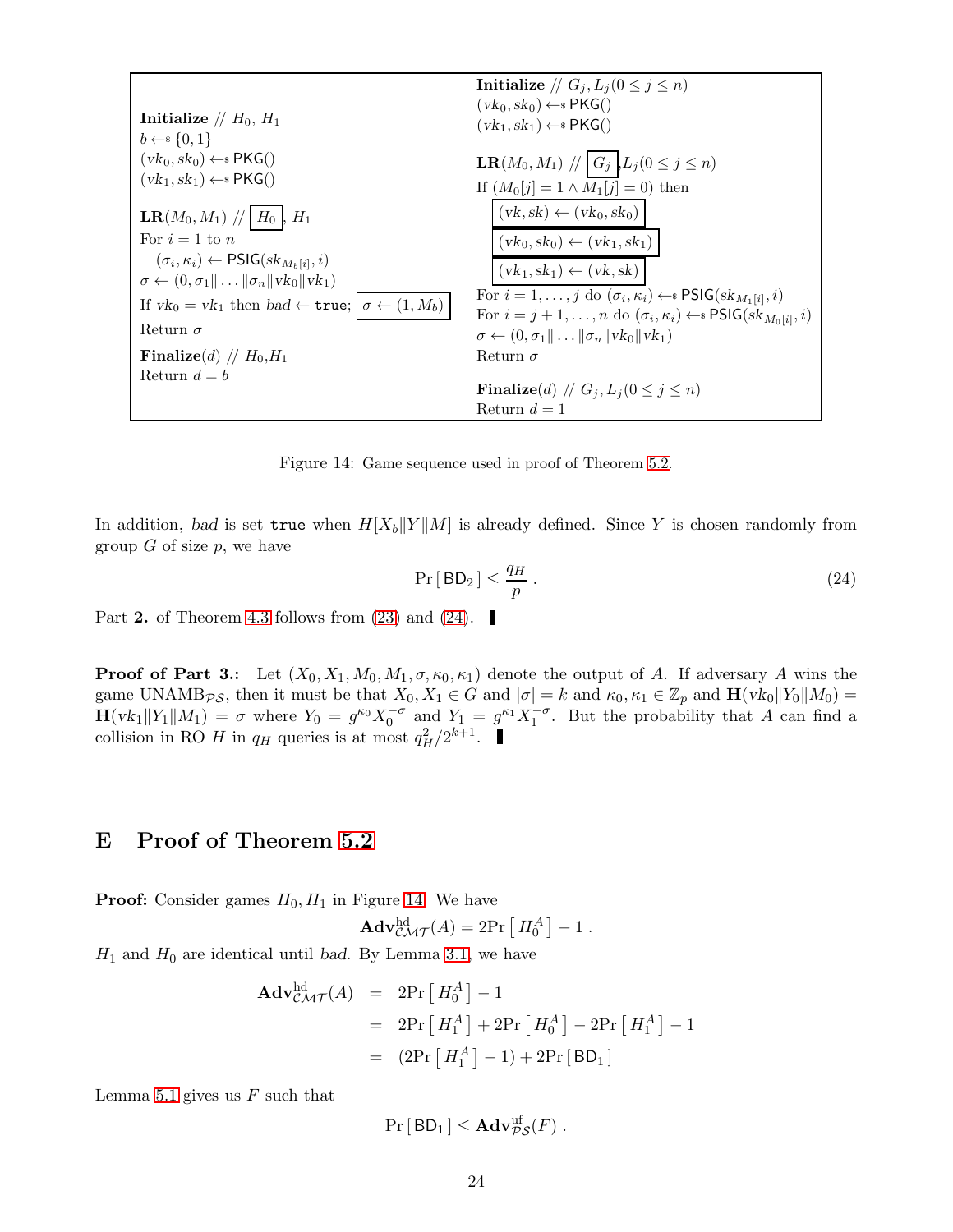**Initialize** // $H_0$, $H_1$
$b \leftarrow\$ \{0,1\}$
$(vk_0, sk_0) \leftarrow\$ \mathsf{PKG}()$
$(vk_1, sk_1) \leftarrow\$ \mathsf{PKG}()$

**LR**$(M_0, M_1)$ // $\boxed{H_0}$, $H_1$
For $i = 1$ to $n$
  $(\sigma_i, \kappa_i) \leftarrow \mathsf{PSIG}(sk_{M_b[i]}, i)$
$\sigma \leftarrow (0, \sigma_1 \| \ldots \| \sigma_n \| vk_0 \| vk_1)$
If $vk_0 = vk_1$ then $bad \leftarrow$ `true`; $\boxed{\sigma \leftarrow (1, M_b)}$
Return $\sigma$

**Finalize**$(d)$ // $H_0$,$H_1$
Return $d = b$

**Initialize** // $G_j, L_j (0 \le j \le n)$
$(vk_0, sk_0) \leftarrow\$ \mathsf{PKG}()$
$(vk_1, sk_1) \leftarrow\$ \mathsf{PKG}()$

**LR**$(M_0, M_1)$ // $\boxed{G_j}$,$L_j (0 \le j \le n)$
If $(M_0[j] = 1 \wedge M_1[j] = 0)$ then
  $\boxed{(vk, sk) \leftarrow (vk_0, sk_0)}$
  $\boxed{(vk_0, sk_0) \leftarrow (vk_1, sk_1)}$
  $\boxed{(vk_1, sk_1) \leftarrow (vk, sk)}$
For $i = 1, \ldots, j$ do $(\sigma_i, \kappa_i) \leftarrow\$ \mathsf{PSIG}(sk_{M_1[i]}, i)$
For $i = j+1, \ldots, n$ do $(\sigma_i, \kappa_i) \leftarrow\$ \mathsf{PSIG}(sk_{M_0[i]}, i)$
$\sigma \leftarrow (0, \sigma_1 \| \ldots \| \sigma_n \| vk_0 \| vk_1)$
Return $\sigma$

**Finalize**$(d)$ // $G_j, L_j (0 \le j \le n)$
Return $d = 1$

Figure 14: Game sequence used in proof of Theorem 5.2.

In addition, *bad* is set `true` when $H[X_b \| Y \| M]$ is already defined. Since $Y$ is chosen randomly from group $G$ of size $p$, we have

$$\Pr[\, \mathsf{BD}_2 \,] \le \frac{q_H}{p} \,. \tag{24}$$

Part **2.** of Theorem 4.3 follows from (23) and (24). ∎

**Proof of Part 3.:** Let $(X_0, X_1, M_0, M_1, \sigma, \kappa_0, \kappa_1)$ denote the output of $A$. If adversary $A$ wins the game $\text{UNAMB}_{\mathcal{PS}}$, then it must be that $X_0, X_1 \in G$ and $|\sigma| = k$ and $\kappa_0, \kappa_1 \in \mathbb{Z}_p$ and $\mathbf{H}(vk_0 \| Y_0 \| M_0) = \mathbf{H}(vk_1 \| Y_1 \| M_1) = \sigma$ where $Y_0 = g^{\kappa_0} X_0^{-\sigma}$ and $Y_1 = g^{\kappa_1} X_1^{-\sigma}$. But the probability that $A$ can find a collision in RO $H$ in $q_H$ queries is at most $q_H^2 / 2^{k+1}$. ∎

# E Proof of Theorem 5.2

**Proof:** Consider games $H_0, H_1$ in Figure 14. We have

$$\mathbf{Adv}^{\text{hd}}_{\mathcal{CMT}}(A) = 2\Pr\left[\, H_0^A \,\right] - 1 \,.$$

$H_1$ and $H_0$ are identical until *bad*. By Lemma 3.1, we have

$$\begin{aligned}
\mathbf{Adv}^{\text{hd}}_{\mathcal{CMT}}(A) &= 2\Pr\left[\, H_0^A \,\right] - 1 \\
&= 2\Pr\left[\, H_1^A \,\right] + 2\Pr\left[\, H_0^A \,\right] - 2\Pr\left[\, H_1^A \,\right] - 1 \\
&= (2\Pr\left[\, H_1^A \,\right] - 1) + 2\Pr[\, \mathsf{BD}_1 \,]
\end{aligned}$$

Lemma 5.1 gives us $F$ such that

$$\Pr[\, \mathsf{BD}_1 \,] \le \mathbf{Adv}^{\text{uf}}_{\mathcal{PS}}(F) \,.$$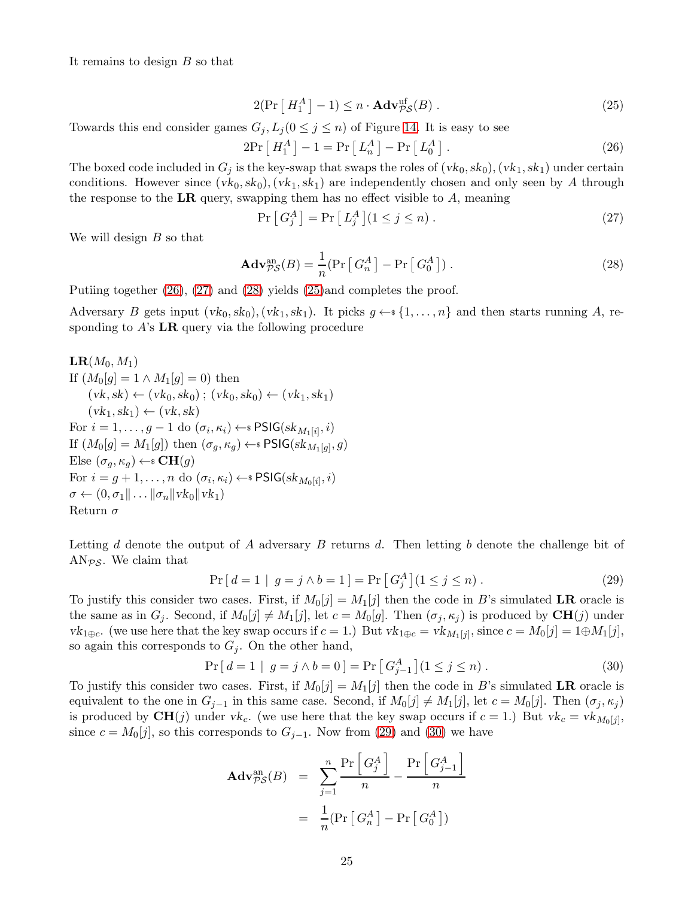It remains to design $B$ so that

$$2(\Pr\left[\,H_1^A\,\right] - 1) \le n \cdot \mathbf{Adv}^{\mathrm{uf}}_{\mathcal{PS}}(B)\,. \tag{25}$$

Towards this end consider games $G_j, L_j (0 \le j \le n)$ of Figure 14. It is easy to see

$$2\Pr\left[\,H_1^A\,\right] - 1 = \Pr\left[\,L_n^A\,\right] - \Pr\left[\,L_0^A\,\right]. \tag{26}$$

The boxed code included in $G_j$ is the key-swap that swaps the roles of $(vk_0, sk_0), (vk_1, sk_1)$ under certain conditions. However since $(vk_0, sk_0), (vk_1, sk_1)$ are independently chosen and only seen by $A$ through the response to the **LR** query, swapping them has no effect visible to $A$, meaning

$$\Pr\left[\,G_j^A\,\right] = \Pr\left[\,L_j^A\,\right] (1 \le j \le n)\,. \tag{27}$$

We will design $B$ so that

$$\mathbf{Adv}^{\mathrm{an}}_{\mathcal{PS}}(B) = \frac{1}{n}(\Pr\left[\,G_n^A\,\right] - \Pr\left[\,G_0^A\,\right])\,. \tag{28}$$

Putiing together (26), (27) and (28) yields (25)and completes the proof.

Adversary $B$ gets input $(vk_0, sk_0), (vk_1, sk_1)$. It picks $g \leftarrow\!\!\$\ \{1, \ldots, n\}$ and then starts running $A$, responding to $A$'s **LR** query via the following procedure

**LR**$(M_0, M_1)$
If $(M_0[g] = 1 \wedge M_1[g] = 0)$ then
  $(vk, sk) \leftarrow (vk_0, sk_0)$ ; $(vk_0, sk_0) \leftarrow (vk_1, sk_1)$
  $(vk_1, sk_1) \leftarrow (vk, sk)$
For $i = 1, \ldots, g-1$ do $(\sigma_i, \kappa_i) \leftarrow\!\!\$\ \mathsf{PSIG}(sk_{M_1[i]}, i)$
If $(M_0[g] = M_1[g])$ then $(\sigma_g, \kappa_g) \leftarrow\!\!\$\ \mathsf{PSIG}(sk_{M_1[g]}, g)$
Else $(\sigma_g, \kappa_g) \leftarrow\!\!\$\ \mathbf{CH}(g)$
For $i = g+1, \ldots, n$ do $(\sigma_i, \kappa_i) \leftarrow\!\!\$\ \mathsf{PSIG}(sk_{M_0[i]}, i)$
$\sigma \leftarrow (0, \sigma_1 \| \ldots \| \sigma_n \| vk_0 \| vk_1)$
Return $\sigma$

Letting $d$ denote the output of $A$ adversary $B$ returns $d$. Then letting $b$ denote the challenge bit of $\mathrm{AN}_{\mathcal{PS}}$. We claim that

$$\Pr\left[\,d = 1 \mid g = j \wedge b = 1\,\right] = \Pr\left[\,G_j^A\,\right] (1 \le j \le n)\,. \tag{29}$$

To justify this consider two cases. First, if $M_0[j] = M_1[j]$ then the code in $B$'s simulated **LR** oracle is the same as in $G_j$. Second, if $M_0[j] \ne M_1[j]$, let $c = M_0[g]$. Then $(\sigma_j, \kappa_j)$ is produced by $\mathbf{CH}(j)$ under $vk_{1 \oplus c}$. (we use here that the key swap occurs if $c = 1$.) But $vk_{1\oplus c} = vk_{M_1[j]}$, since $c = M_0[j] = 1 \oplus M_1[j]$, so again this corresponds to $G_j$. On the other hand,

$$\Pr\left[\,d = 1 \mid g = j \wedge b = 0\,\right] = \Pr\left[\,G_{j-1}^A\,\right] (1 \le j \le n)\,. \tag{30}$$

To justify this consider two cases. First, if $M_0[j] = M_1[j]$ then the code in $B$'s simulated **LR** oracle is equivalent to the one in $G_{j-1}$ in this same case. Second, if $M_0[j] \ne M_1[j]$, let $c = M_0[j]$. Then $(\sigma_j, \kappa_j)$ is produced by $\mathbf{CH}(j)$ under $vk_c$. (we use here that the key swap occurs if $c = 1$.) But $vk_c = vk_{M_0[j]}$, since $c = M_0[j]$, so this corresponds to $G_{j-1}$. Now from (29) and (30) we have

$$\begin{aligned}
\mathbf{Adv}^{\mathrm{an}}_{\mathcal{PS}}(B) &= \sum_{j=1}^{n} \frac{\Pr\left[\,G_j^A\,\right]}{n} - \frac{\Pr\left[\,G_{j-1}^A\,\right]}{n} \\
&= \frac{1}{n}(\Pr\left[\,G_n^A\,\right] - \Pr\left[\,G_0^A\,\right])
\end{aligned}$$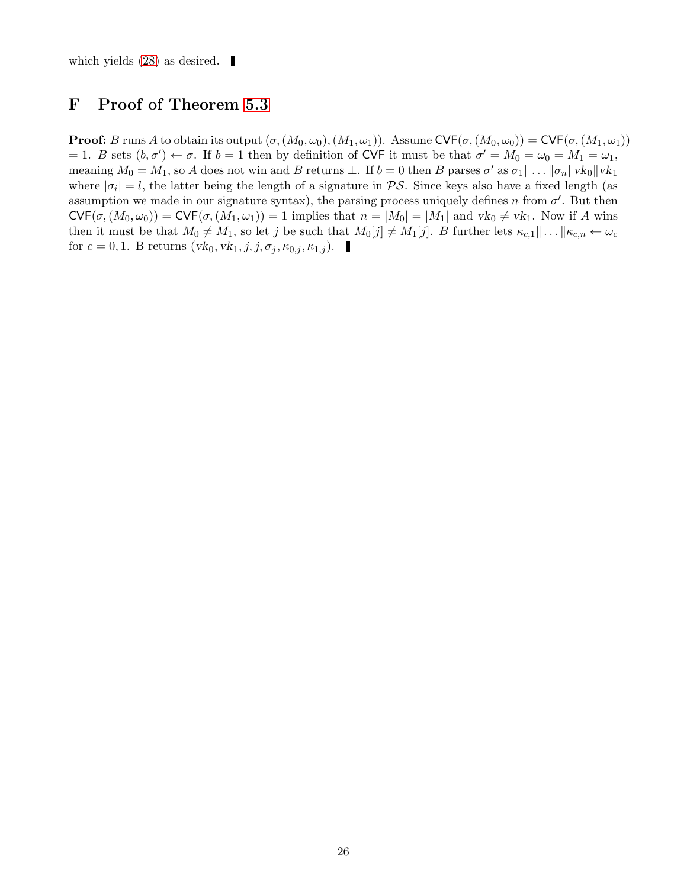which yields (28) as desired. ∎

# F Proof of Theorem 5.3

**Proof:** $B$ runs $A$ to obtain its output $(\sigma, (M_0, \omega_0), (M_1, \omega_1))$. Assume $\mathsf{CVF}(\sigma, (M_0, \omega_0)) = \mathsf{CVF}(\sigma, (M_1, \omega_1)) = 1$. $B$ sets $(b, \sigma') \leftarrow \sigma$. If $b = 1$ then by definition of $\mathsf{CVF}$ it must be that $\sigma' = M_0 = \omega_0 = M_1 = \omega_1$, meaning $M_0 = M_1$, so $A$ does not win and $B$ returns $\perp$. If $b = 0$ then $B$ parses $\sigma'$ as $\sigma_1 \| \ldots \| \sigma_n \| vk_0 \| vk_1$ where $|\sigma_i| = l$, the latter being the length of a signature in $\mathcal{PS}$. Since keys also have a fixed length (as assumption we made in our signature syntax), the parsing process uniquely defines $n$ from $\sigma'$. But then $\mathsf{CVF}(\sigma, (M_0, \omega_0)) = \mathsf{CVF}(\sigma, (M_1, \omega_1)) = 1$ implies that $n = |M_0| = |M_1|$ and $vk_0 \neq vk_1$. Now if $A$ wins then it must be that $M_0 \neq M_1$, so let $j$ be such that $M_0[j] \neq M_1[j]$. $B$ further lets $\kappa_{c,1} \| \ldots \| \kappa_{c,n} \leftarrow \omega_c$ for $c = 0, 1$. B returns $(vk_0, vk_1, j, j, \sigma_j, \kappa_{0,j}, \kappa_{1,j})$. ∎